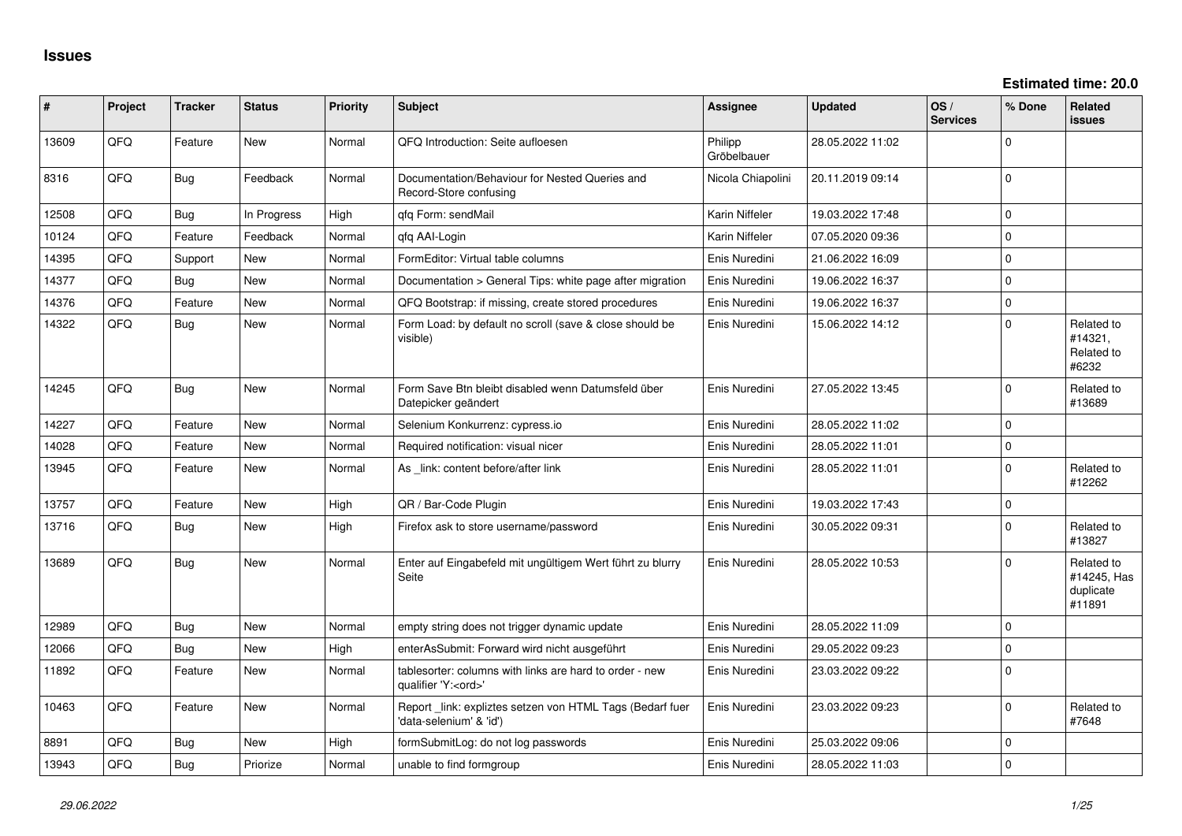# Issues

**Estimated time: 20.0**

| # | Project | Tracker | Status | Priority | Subject | Assignee | Updated | OS / Services | % Done | Related issues |
|---|---|---|---|---|---|---|---|---|---|---|
| 13609 | QFQ | Feature | New | Normal | QFQ Introduction: Seite aufloesen | Philipp Gröbelbauer | 28.05.2022 11:02 | | 0 | |
| 8316 | QFQ | Bug | Feedback | Normal | Documentation/Behaviour for Nested Queries and Record-Store confusing | Nicola Chiapolini | 20.11.2019 09:14 | | 0 | |
| 12508 | QFQ | Bug | In Progress | High | qfq Form: sendMail | Karin Niffeler | 19.03.2022 17:48 | | 0 | |
| 10124 | QFQ | Feature | Feedback | Normal | qfq AAI-Login | Karin Niffeler | 07.05.2020 09:36 | | 0 | |
| 14395 | QFQ | Support | New | Normal | FormEditor: Virtual table columns | Enis Nuredini | 21.06.2022 16:09 | | 0 | |
| 14377 | QFQ | Bug | New | Normal | Documentation > General Tips: white page after migration | Enis Nuredini | 19.06.2022 16:37 | | 0 | |
| 14376 | QFQ | Feature | New | Normal | QFQ Bootstrap: if missing, create stored procedures | Enis Nuredini | 19.06.2022 16:37 | | 0 | |
| 14322 | QFQ | Bug | New | Normal | Form Load: by default no scroll (save & close should be visible) | Enis Nuredini | 15.06.2022 14:12 | | 0 | Related to #14321, Related to #6232 |
| 14245 | QFQ | Bug | New | Normal | Form Save Btn bleibt disabled wenn Datumsfeld über Datepicker geändert | Enis Nuredini | 27.05.2022 13:45 | | 0 | Related to #13689 |
| 14227 | QFQ | Feature | New | Normal | Selenium Konkurrenz: cypress.io | Enis Nuredini | 28.05.2022 11:02 | | 0 | |
| 14028 | QFQ | Feature | New | Normal | Required notification: visual nicer | Enis Nuredini | 28.05.2022 11:01 | | 0 | |
| 13945 | QFQ | Feature | New | Normal | As _link: content before/after link | Enis Nuredini | 28.05.2022 11:01 | | 0 | Related to #12262 |
| 13757 | QFQ | Feature | New | High | QR / Bar-Code Plugin | Enis Nuredini | 19.03.2022 17:43 | | 0 | |
| 13716 | QFQ | Bug | New | High | Firefox ask to store username/password | Enis Nuredini | 30.05.2022 09:31 | | 0 | Related to #13827 |
| 13689 | QFQ | Bug | New | Normal | Enter auf Eingabefeld mit ungültigem Wert führt zu blurry Seite | Enis Nuredini | 28.05.2022 10:53 | | 0 | Related to #14245, Has duplicate #11891 |
| 12989 | QFQ | Bug | New | Normal | empty string does not trigger dynamic update | Enis Nuredini | 28.05.2022 11:09 | | 0 | |
| 12066 | QFQ | Bug | New | High | enterAsSubmit: Forward wird nicht ausgeführt | Enis Nuredini | 29.05.2022 09:23 | | 0 | |
| 11892 | QFQ | Feature | New | Normal | tablesorter: columns with links are hard to order - new qualifier 'Y:<ord>' | Enis Nuredini | 23.03.2022 09:22 | | 0 | |
| 10463 | QFQ | Feature | New | Normal | Report _link: expliztes setzen von HTML Tags (Bedarf fuer 'data-selenium' & 'id') | Enis Nuredini | 23.03.2022 09:23 | | 0 | Related to #7648 |
| 8891 | QFQ | Bug | New | High | formSubmitLog: do not log passwords | Enis Nuredini | 25.03.2022 09:06 | | 0 | |
| 13943 | QFQ | Bug | Priorize | Normal | unable to find formgroup | Enis Nuredini | 28.05.2022 11:03 | | 0 | |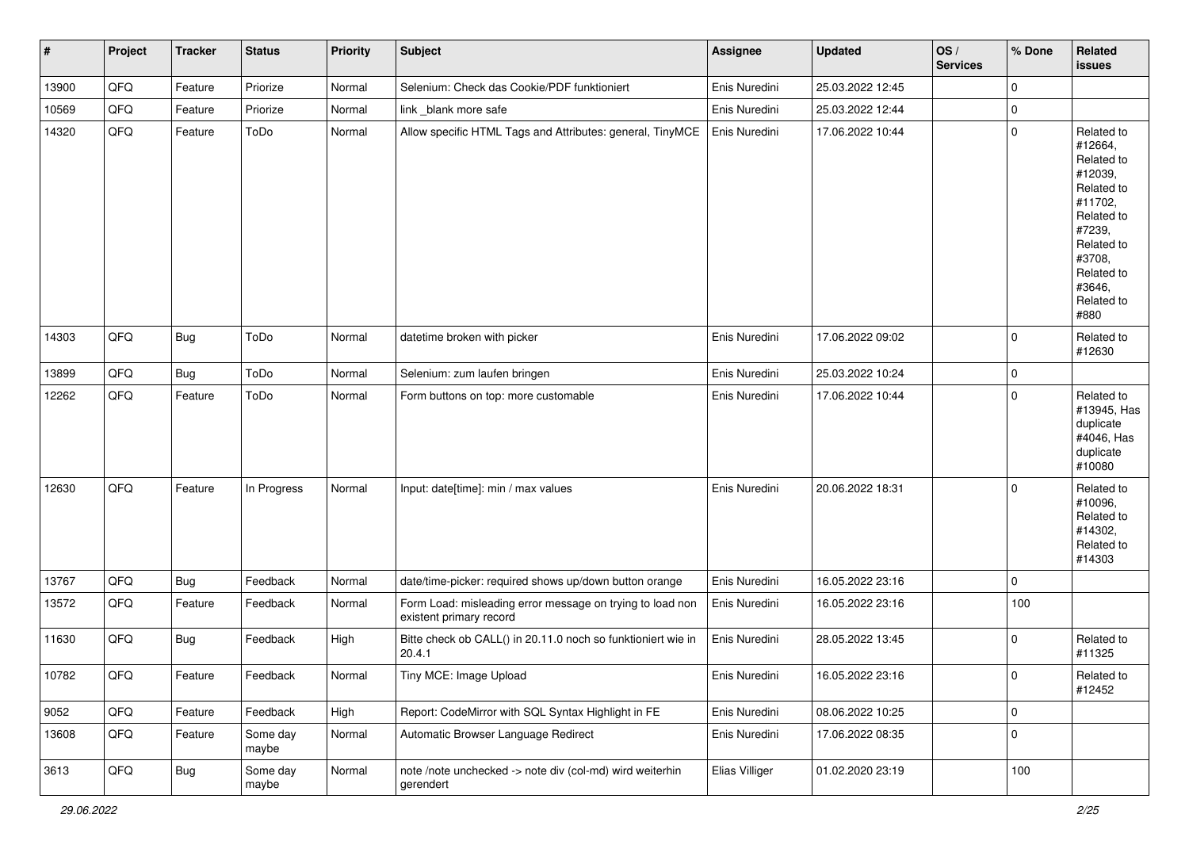| # | Project | Tracker | Status | Priority | Subject | Assignee | Updated | OS / Services | % Done | Related issues |
|---|---|---|---|---|---|---|---|---|---|---|
| 13900 | QFQ | Feature | Priorize | Normal | Selenium: Check das Cookie/PDF funktioniert | Enis Nuredini | 25.03.2022 12:45 | | 0 | |
| 10569 | QFQ | Feature | Priorize | Normal | link _blank more safe | Enis Nuredini | 25.03.2022 12:44 | | 0 | |
| 14320 | QFQ | Feature | ToDo | Normal | Allow specific HTML Tags and Attributes: general, TinyMCE | Enis Nuredini | 17.06.2022 10:44 | | 0 | Related to #12664, Related to #12039, Related to #11702, Related to #7239, Related to #3708, Related to #3646, Related to #880 |
| 14303 | QFQ | Bug | ToDo | Normal | datetime broken with picker | Enis Nuredini | 17.06.2022 09:02 | | 0 | Related to #12630 |
| 13899 | QFQ | Bug | ToDo | Normal | Selenium: zum laufen bringen | Enis Nuredini | 25.03.2022 10:24 | | 0 | |
| 12262 | QFQ | Feature | ToDo | Normal | Form buttons on top: more customable | Enis Nuredini | 17.06.2022 10:44 | | 0 | Related to #13945, Has duplicate #4046, Has duplicate #10080 |
| 12630 | QFQ | Feature | In Progress | Normal | Input: date[time]: min / max values | Enis Nuredini | 20.06.2022 18:31 | | 0 | Related to #10096, Related to #14302, Related to #14303 |
| 13767 | QFQ | Bug | Feedback | Normal | date/time-picker: required shows up/down button orange | Enis Nuredini | 16.05.2022 23:16 | | 0 | |
| 13572 | QFQ | Feature | Feedback | Normal | Form Load: misleading error message on trying to load non existent primary record | Enis Nuredini | 16.05.2022 23:16 | | 100 | |
| 11630 | QFQ | Bug | Feedback | High | Bitte check ob CALL() in 20.11.0 noch so funktioniert wie in 20.4.1 | Enis Nuredini | 28.05.2022 13:45 | | 0 | Related to #11325 |
| 10782 | QFQ | Feature | Feedback | Normal | Tiny MCE: Image Upload | Enis Nuredini | 16.05.2022 23:16 | | 0 | Related to #12452 |
| 9052 | QFQ | Feature | Feedback | High | Report: CodeMirror with SQL Syntax Highlight in FE | Enis Nuredini | 08.06.2022 10:25 | | 0 | |
| 13608 | QFQ | Feature | Some day maybe | Normal | Automatic Browser Language Redirect | Enis Nuredini | 17.06.2022 08:35 | | 0 | |
| 3613 | QFQ | Bug | Some day maybe | Normal | note /note unchecked -> note div (col-md) wird weiterhin gerendert | Elias Villiger | 01.02.2020 23:19 | | 100 | |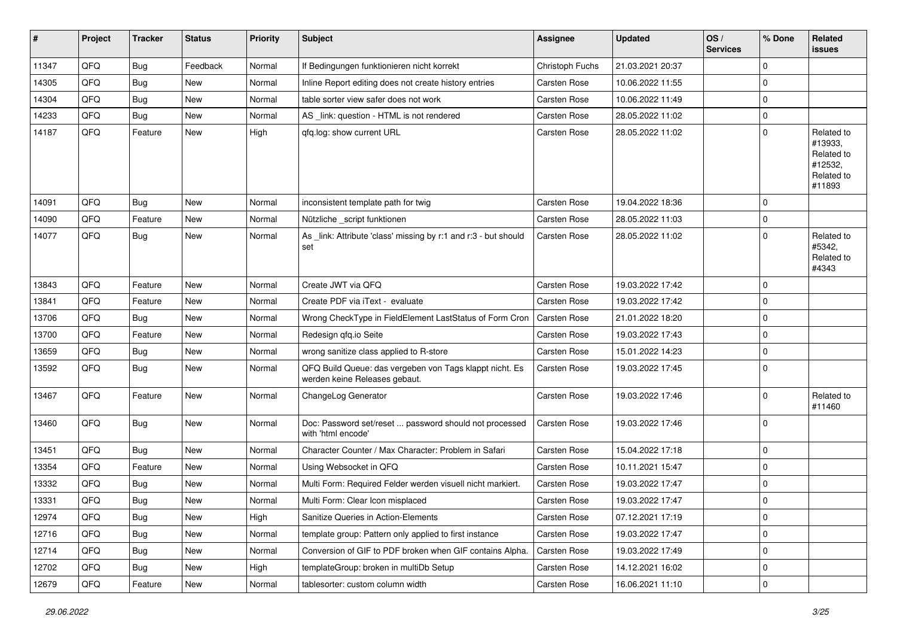| # | Project | Tracker | Status | Priority | Subject | Assignee | Updated | OS / Services | % Done | Related issues |
|---|---|---|---|---|---|---|---|---|---|---|
| 11347 | QFQ | Bug | Feedback | Normal | If Bedingungen funktionieren nicht korrekt | Christoph Fuchs | 21.03.2021 20:37 | | 0 | |
| 14305 | QFQ | Bug | New | Normal | Inline Report editing does not create history entries | Carsten Rose | 10.06.2022 11:55 | | 0 | |
| 14304 | QFQ | Bug | New | Normal | table sorter view safer does not work | Carsten Rose | 10.06.2022 11:49 | | 0 | |
| 14233 | QFQ | Bug | New | Normal | AS _link: question - HTML is not rendered | Carsten Rose | 28.05.2022 11:02 | | 0 | |
| 14187 | QFQ | Feature | New | High | qfq.log: show current URL | Carsten Rose | 28.05.2022 11:02 | | 0 | Related to #13933, Related to #12532, Related to #11893 |
| 14091 | QFQ | Bug | New | Normal | inconsistent template path for twig | Carsten Rose | 19.04.2022 18:36 | | 0 | |
| 14090 | QFQ | Feature | New | Normal | Nützliche _script funktionen | Carsten Rose | 28.05.2022 11:03 | | 0 | |
| 14077 | QFQ | Bug | New | Normal | As _link: Attribute 'class' missing by r:1 and r:3 - but should set | Carsten Rose | 28.05.2022 11:02 | | 0 | Related to #5342, Related to #4343 |
| 13843 | QFQ | Feature | New | Normal | Create JWT via QFQ | Carsten Rose | 19.03.2022 17:42 | | 0 | |
| 13841 | QFQ | Feature | New | Normal | Create PDF via iText - evaluate | Carsten Rose | 19.03.2022 17:42 | | 0 | |
| 13706 | QFQ | Bug | New | Normal | Wrong CheckType in FieldElement LastStatus of Form Cron | Carsten Rose | 21.01.2022 18:20 | | 0 | |
| 13700 | QFQ | Feature | New | Normal | Redesign qfq.io Seite | Carsten Rose | 19.03.2022 17:43 | | 0 | |
| 13659 | QFQ | Bug | New | Normal | wrong sanitize class applied to R-store | Carsten Rose | 15.01.2022 14:23 | | 0 | |
| 13592 | QFQ | Bug | New | Normal | QFQ Build Queue: das vergeben von Tags klappt nicht. Es werden keine Releases gebaut. | Carsten Rose | 19.03.2022 17:45 | | 0 | |
| 13467 | QFQ | Feature | New | Normal | ChangeLog Generator | Carsten Rose | 19.03.2022 17:46 | | 0 | Related to #11460 |
| 13460 | QFQ | Bug | New | Normal | Doc: Password set/reset ... password should not processed with 'html encode' | Carsten Rose | 19.03.2022 17:46 | | 0 | |
| 13451 | QFQ | Bug | New | Normal | Character Counter / Max Character: Problem in Safari | Carsten Rose | 15.04.2022 17:18 | | 0 | |
| 13354 | QFQ | Feature | New | Normal | Using Websocket in QFQ | Carsten Rose | 10.11.2021 15:47 | | 0 | |
| 13332 | QFQ | Bug | New | Normal | Multi Form: Required Felder werden visuell nicht markiert. | Carsten Rose | 19.03.2022 17:47 | | 0 | |
| 13331 | QFQ | Bug | New | Normal | Multi Form: Clear Icon misplaced | Carsten Rose | 19.03.2022 17:47 | | 0 | |
| 12974 | QFQ | Bug | New | High | Sanitize Queries in Action-Elements | Carsten Rose | 07.12.2021 17:19 | | 0 | |
| 12716 | QFQ | Bug | New | Normal | template group: Pattern only applied to first instance | Carsten Rose | 19.03.2022 17:47 | | 0 | |
| 12714 | QFQ | Bug | New | Normal | Conversion of GIF to PDF broken when GIF contains Alpha. | Carsten Rose | 19.03.2022 17:49 | | 0 | |
| 12702 | QFQ | Bug | New | High | templateGroup: broken in multiDb Setup | Carsten Rose | 14.12.2021 16:02 | | 0 | |
| 12679 | QFQ | Feature | New | Normal | tablesorter: custom column width | Carsten Rose | 16.06.2021 11:10 | | 0 | |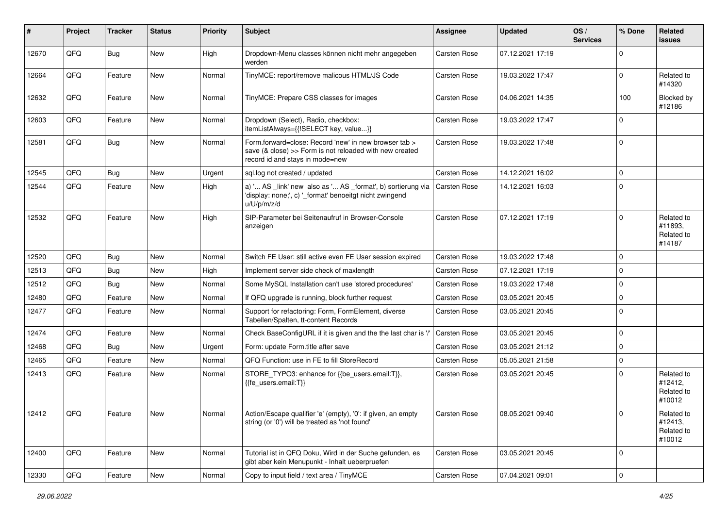| # | Project | Tracker | Status | Priority | Subject | Assignee | Updated | OS / Services | % Done | Related issues |
|---|---|---|---|---|---|---|---|---|---|---|
| 12670 | QFQ | Bug | New | High | Dropdown-Menu classes können nicht mehr angegeben werden | Carsten Rose | 07.12.2021 17:19 | | 0 | |
| 12664 | QFQ | Feature | New | Normal | TinyMCE: report/remove malicous HTML/JS Code | Carsten Rose | 19.03.2022 17:47 | | 0 | Related to #14320 |
| 12632 | QFQ | Feature | New | Normal | TinyMCE: Prepare CSS classes for images | Carsten Rose | 04.06.2021 14:35 | | 100 | Blocked by #12186 |
| 12603 | QFQ | Feature | New | Normal | Dropdown (Select), Radio, checkbox: itemListAlways={{!SELECT key, value...}} | Carsten Rose | 19.03.2022 17:47 | | 0 | |
| 12581 | QFQ | Bug | New | Normal | Form.forward=close: Record 'new' in new browser tab > save (& close) >> Form is not reloaded with new created record id and stays in mode=new | Carsten Rose | 19.03.2022 17:48 | | 0 | |
| 12545 | QFQ | Bug | New | Urgent | sql.log not created / updated | Carsten Rose | 14.12.2021 16:02 | | 0 | |
| 12544 | QFQ | Feature | New | High | a) '... AS _link' new also as '... AS _format', b) sortierung via 'display: none;', c) '_format' benoeitgt nicht zwingend u/U/p/m/z/d | Carsten Rose | 14.12.2021 16:03 | | 0 | |
| 12532 | QFQ | Feature | New | High | SIP-Parameter bei Seitenaufruf in Browser-Console anzeigen | Carsten Rose | 07.12.2021 17:19 | | 0 | Related to #11893, Related to #14187 |
| 12520 | QFQ | Bug | New | Normal | Switch FE User: still active even FE User session expired | Carsten Rose | 19.03.2022 17:48 | | 0 | |
| 12513 | QFQ | Bug | New | High | Implement server side check of maxlength | Carsten Rose | 07.12.2021 17:19 | | 0 | |
| 12512 | QFQ | Bug | New | Normal | Some MySQL Installation can't use 'stored procedures' | Carsten Rose | 19.03.2022 17:48 | | 0 | |
| 12480 | QFQ | Feature | New | Normal | If QFQ upgrade is running, block further request | Carsten Rose | 03.05.2021 20:45 | | 0 | |
| 12477 | QFQ | Feature | New | Normal | Support for refactoring: Form, FormElement, diverse Tabellen/Spalten, tt-content Records | Carsten Rose | 03.05.2021 20:45 | | 0 | |
| 12474 | QFQ | Feature | New | Normal | Check BaseConfigURL if it is given and the the last char is '/' | Carsten Rose | 03.05.2021 20:45 | | 0 | |
| 12468 | QFQ | Bug | New | Urgent | Form: update Form.title after save | Carsten Rose | 03.05.2021 21:12 | | 0 | |
| 12465 | QFQ | Feature | New | Normal | QFQ Function: use in FE to fill StoreRecord | Carsten Rose | 05.05.2021 21:58 | | 0 | |
| 12413 | QFQ | Feature | New | Normal | STORE_TYPO3: enhance for {{be_users.email:T}}, {{fe_users.email:T}} | Carsten Rose | 03.05.2021 20:45 | | 0 | Related to #12412, Related to #10012 |
| 12412 | QFQ | Feature | New | Normal | Action/Escape qualifier 'e' (empty), '0': if given, an empty string (or '0') will be treated as 'not found' | Carsten Rose | 08.05.2021 09:40 | | 0 | Related to #12413, Related to #10012 |
| 12400 | QFQ | Feature | New | Normal | Tutorial ist in QFQ Doku, Wird in der Suche gefunden, es gibt aber kein Menupunkt - Inhalt ueberpruefen | Carsten Rose | 03.05.2021 20:45 | | 0 | |
| 12330 | QFQ | Feature | New | Normal | Copy to input field / text area / TinyMCE | Carsten Rose | 07.04.2021 09:01 | | 0 | |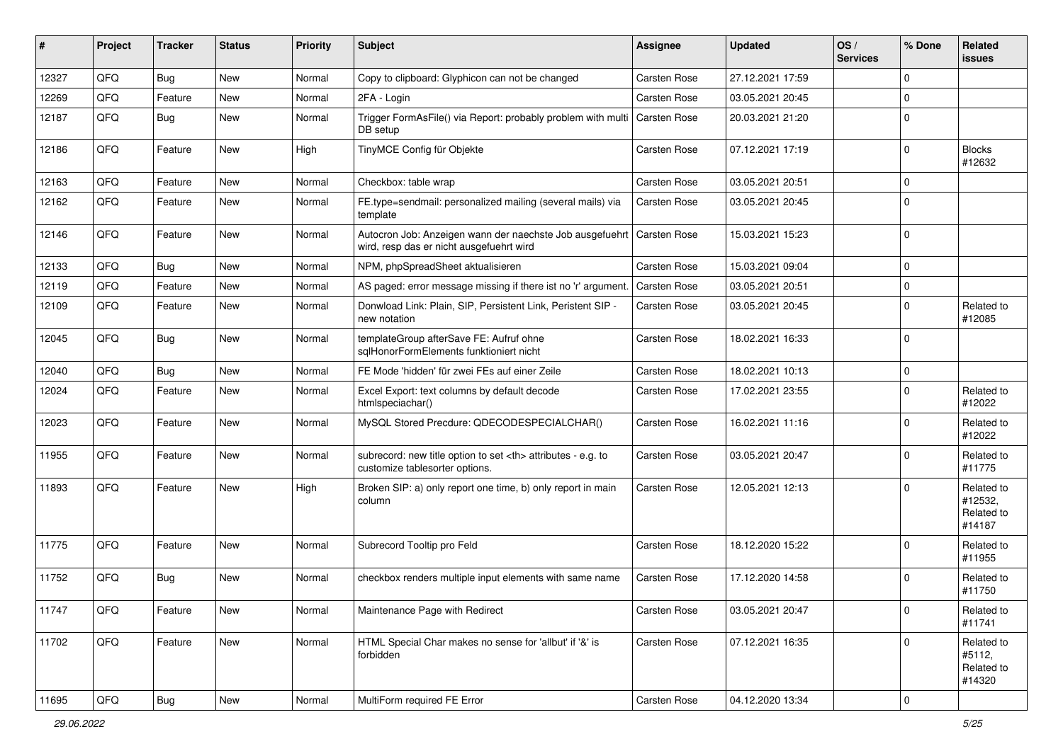| # | Project | Tracker | Status | Priority | Subject | Assignee | Updated | OS / Services | % Done | Related issues |
| --- | --- | --- | --- | --- | --- | --- | --- | --- | --- | --- |
| 12327 | QFQ | Bug | New | Normal | Copy to clipboard: Glyphicon can not be changed | Carsten Rose | 27.12.2021 17:59 | | 0 | |
| 12269 | QFQ | Feature | New | Normal | 2FA - Login | Carsten Rose | 03.05.2021 20:45 | | 0 | |
| 12187 | QFQ | Bug | New | Normal | Trigger FormAsFile() via Report: probably problem with multi DB setup | Carsten Rose | 20.03.2021 21:20 | | 0 | |
| 12186 | QFQ | Feature | New | High | TinyMCE Config für Objekte | Carsten Rose | 07.12.2021 17:19 | | 0 | Blocks #12632 |
| 12163 | QFQ | Feature | New | Normal | Checkbox: table wrap | Carsten Rose | 03.05.2021 20:51 | | 0 | |
| 12162 | QFQ | Feature | New | Normal | FE.type=sendmail: personalized mailing (several mails) via template | Carsten Rose | 03.05.2021 20:45 | | 0 | |
| 12146 | QFQ | Feature | New | Normal | Autocron Job: Anzeigen wann der naechste Job ausgefuehrt wird, resp das er nicht ausgefuehrt wird | Carsten Rose | 15.03.2021 15:23 | | 0 | |
| 12133 | QFQ | Bug | New | Normal | NPM, phpSpreadSheet aktualisieren | Carsten Rose | 15.03.2021 09:04 | | 0 | |
| 12119 | QFQ | Feature | New | Normal | AS paged: error message missing if there ist no 'r' argument. | Carsten Rose | 03.05.2021 20:51 | | 0 | |
| 12109 | QFQ | Feature | New | Normal | Donwload Link: Plain, SIP, Persistent Link, Peristent SIP - new notation | Carsten Rose | 03.05.2021 20:45 | | 0 | Related to #12085 |
| 12045 | QFQ | Bug | New | Normal | templateGroup afterSave FE: Aufruf ohne sqlHonorFormElements funktioniert nicht | Carsten Rose | 18.02.2021 16:33 | | 0 | |
| 12040 | QFQ | Bug | New | Normal | FE Mode 'hidden' für zwei FEs auf einer Zeile | Carsten Rose | 18.02.2021 10:13 | | 0 | |
| 12024 | QFQ | Feature | New | Normal | Excel Export: text columns by default decode htmlspeciachar() | Carsten Rose | 17.02.2021 23:55 | | 0 | Related to #12022 |
| 12023 | QFQ | Feature | New | Normal | MySQL Stored Precdure: QDECODESPECIALCHAR() | Carsten Rose | 16.02.2021 11:16 | | 0 | Related to #12022 |
| 11955 | QFQ | Feature | New | Normal | subrecord: new title option to set <th> attributes - e.g. to customize tablesorter options. | Carsten Rose | 03.05.2021 20:47 | | 0 | Related to #11775 |
| 11893 | QFQ | Feature | New | High | Broken SIP: a) only report one time, b) only report in main column | Carsten Rose | 12.05.2021 12:13 | | 0 | Related to #12532, Related to #14187 |
| 11775 | QFQ | Feature | New | Normal | Subrecord Tooltip pro Feld | Carsten Rose | 18.12.2020 15:22 | | 0 | Related to #11955 |
| 11752 | QFQ | Bug | New | Normal | checkbox renders multiple input elements with same name | Carsten Rose | 17.12.2020 14:58 | | 0 | Related to #11750 |
| 11747 | QFQ | Feature | New | Normal | Maintenance Page with Redirect | Carsten Rose | 03.05.2021 20:47 | | 0 | Related to #11741 |
| 11702 | QFQ | Feature | New | Normal | HTML Special Char makes no sense for 'allbut' if '&' is forbidden | Carsten Rose | 07.12.2021 16:35 | | 0 | Related to #5112, Related to #14320 |
| 11695 | QFQ | Bug | New | Normal | MultiForm required FE Error | Carsten Rose | 04.12.2020 13:34 | | 0 | |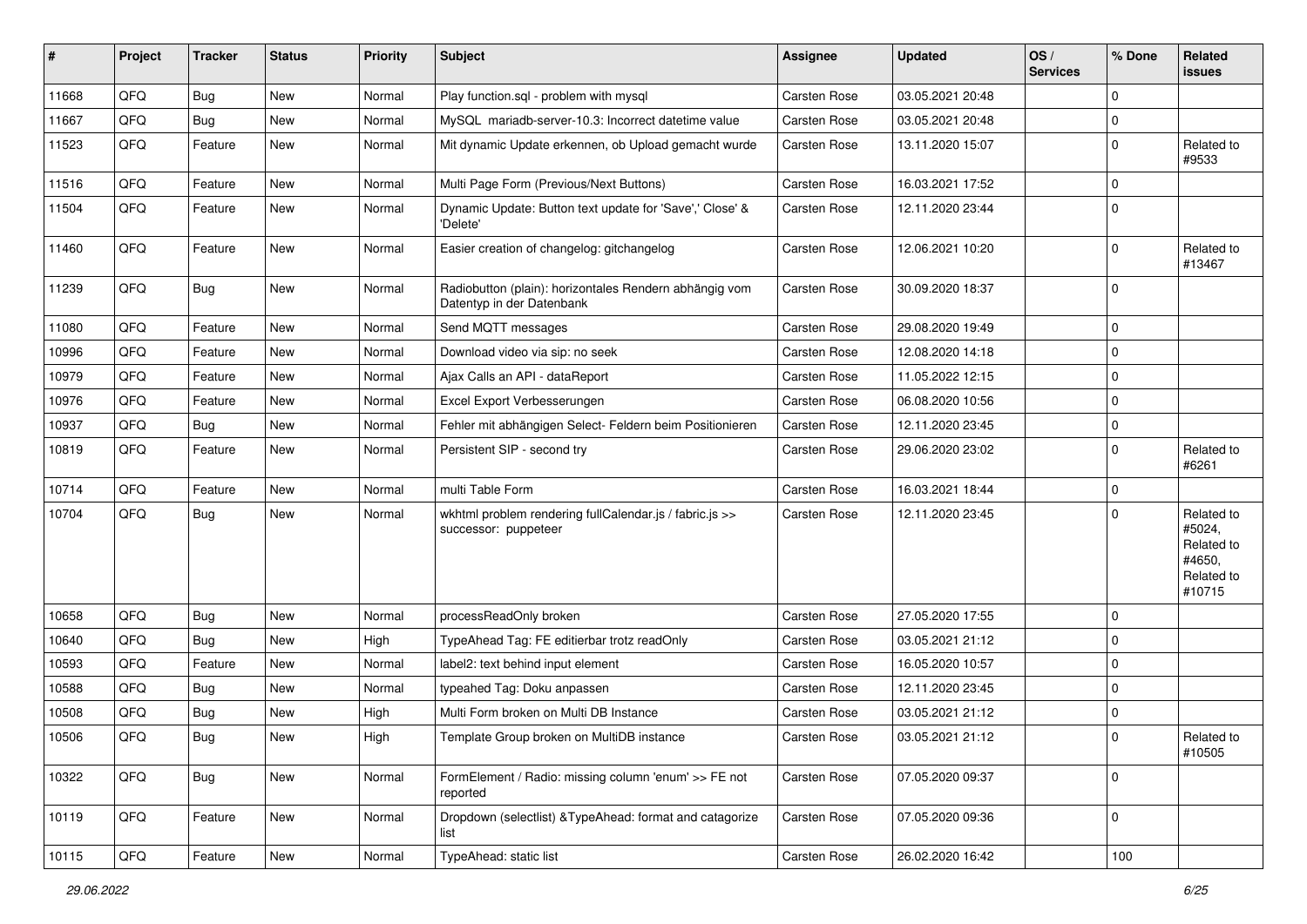| # | Project | Tracker | Status | Priority | Subject | Assignee | Updated | OS / Services | % Done | Related issues |
|---|---|---|---|---|---|---|---|---|---|---|
| 11668 | QFQ | Bug | New | Normal | Play function.sql - problem with mysql | Carsten Rose | 03.05.2021 20:48 | | 0 | |
| 11667 | QFQ | Bug | New | Normal | MySQL mariadb-server-10.3: Incorrect datetime value | Carsten Rose | 03.05.2021 20:48 | | 0 | |
| 11523 | QFQ | Feature | New | Normal | Mit dynamic Update erkennen, ob Upload gemacht wurde | Carsten Rose | 13.11.2020 15:07 | | 0 | Related to #9533 |
| 11516 | QFQ | Feature | New | Normal | Multi Page Form (Previous/Next Buttons) | Carsten Rose | 16.03.2021 17:52 | | 0 | |
| 11504 | QFQ | Feature | New | Normal | Dynamic Update: Button text update for 'Save',' Close' & 'Delete' | Carsten Rose | 12.11.2020 23:44 | | 0 | |
| 11460 | QFQ | Feature | New | Normal | Easier creation of changelog: gitchangelog | Carsten Rose | 12.06.2021 10:20 | | 0 | Related to #13467 |
| 11239 | QFQ | Bug | New | Normal | Radiobutton (plain): horizontales Rendern abhängig vom Datentyp in der Datenbank | Carsten Rose | 30.09.2020 18:37 | | 0 | |
| 11080 | QFQ | Feature | New | Normal | Send MQTT messages | Carsten Rose | 29.08.2020 19:49 | | 0 | |
| 10996 | QFQ | Feature | New | Normal | Download video via sip: no seek | Carsten Rose | 12.08.2020 14:18 | | 0 | |
| 10979 | QFQ | Feature | New | Normal | Ajax Calls an API - dataReport | Carsten Rose | 11.05.2022 12:15 | | 0 | |
| 10976 | QFQ | Feature | New | Normal | Excel Export Verbesserungen | Carsten Rose | 06.08.2020 10:56 | | 0 | |
| 10937 | QFQ | Bug | New | Normal | Fehler mit abhängigen Select- Feldern beim Positionieren | Carsten Rose | 12.11.2020 23:45 | | 0 | |
| 10819 | QFQ | Feature | New | Normal | Persistent SIP - second try | Carsten Rose | 29.06.2020 23:02 | | 0 | Related to #6261 |
| 10714 | QFQ | Feature | New | Normal | multi Table Form | Carsten Rose | 16.03.2021 18:44 | | 0 | |
| 10704 | QFQ | Bug | New | Normal | wkhtml problem rendering fullCalendar.js / fabric.js >> successor: puppeteer | Carsten Rose | 12.11.2020 23:45 | | 0 | Related to #5024, Related to #4650, Related to #10715 |
| 10658 | QFQ | Bug | New | Normal | processReadOnly broken | Carsten Rose | 27.05.2020 17:55 | | 0 | |
| 10640 | QFQ | Bug | New | High | TypeAhead Tag: FE editierbar trotz readOnly | Carsten Rose | 03.05.2021 21:12 | | 0 | |
| 10593 | QFQ | Feature | New | Normal | label2: text behind input element | Carsten Rose | 16.05.2020 10:57 | | 0 | |
| 10588 | QFQ | Bug | New | Normal | typeahed Tag: Doku anpassen | Carsten Rose | 12.11.2020 23:45 | | 0 | |
| 10508 | QFQ | Bug | New | High | Multi Form broken on Multi DB Instance | Carsten Rose | 03.05.2021 21:12 | | 0 | |
| 10506 | QFQ | Bug | New | High | Template Group broken on MultiDB instance | Carsten Rose | 03.05.2021 21:12 | | 0 | Related to #10505 |
| 10322 | QFQ | Bug | New | Normal | FormElement / Radio: missing column 'enum' >> FE not reported | Carsten Rose | 07.05.2020 09:37 | | 0 | |
| 10119 | QFQ | Feature | New | Normal | Dropdown (selectlist) &TypeAhead: format and catagorize list | Carsten Rose | 07.05.2020 09:36 | | 0 | |
| 10115 | QFQ | Feature | New | Normal | TypeAhead: static list | Carsten Rose | 26.02.2020 16:42 | | 100 | |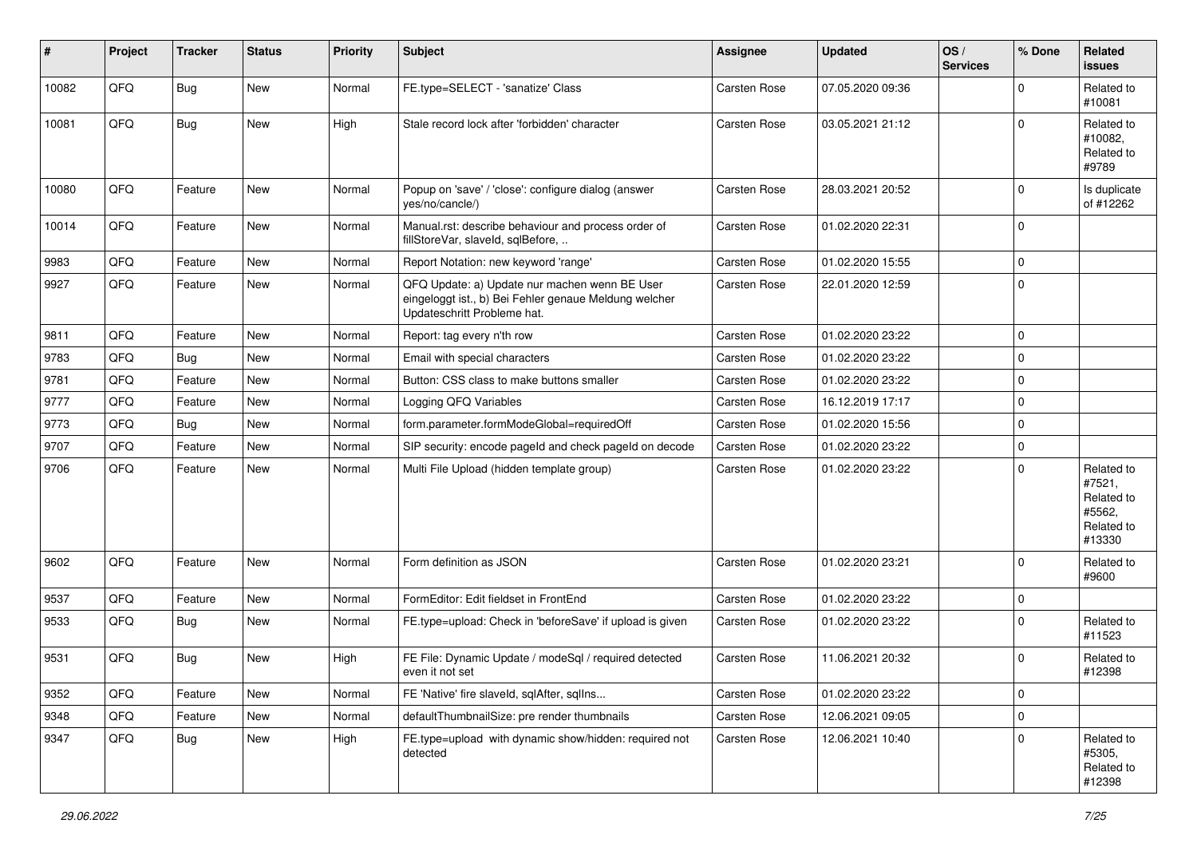| # | Project | Tracker | Status | Priority | Subject | Assignee | Updated | OS / Services | % Done | Related issues |
|---|---|---|---|---|---|---|---|---|---|---|
| 10082 | QFQ | Bug | New | Normal | FE.type=SELECT - 'sanatize' Class | Carsten Rose | 07.05.2020 09:36 | | 0 | Related to #10081 |
| 10081 | QFQ | Bug | New | High | Stale record lock after 'forbidden' character | Carsten Rose | 03.05.2021 21:12 | | 0 | Related to #10082, Related to #9789 |
| 10080 | QFQ | Feature | New | Normal | Popup on 'save' / 'close': configure dialog (answer yes/no/cancle/) | Carsten Rose | 28.03.2021 20:52 | | 0 | Is duplicate of #12262 |
| 10014 | QFQ | Feature | New | Normal | Manual.rst: describe behaviour and process order of fillStoreVar, slaveId, sqlBefore, .. | Carsten Rose | 01.02.2020 22:31 | | 0 | |
| 9983 | QFQ | Feature | New | Normal | Report Notation: new keyword 'range' | Carsten Rose | 01.02.2020 15:55 | | 0 | |
| 9927 | QFQ | Feature | New | Normal | QFQ Update: a) Update nur machen wenn BE User eingeloggt ist., b) Bei Fehler genaue Meldung welcher Updateschritt Probleme hat. | Carsten Rose | 22.01.2020 12:59 | | 0 | |
| 9811 | QFQ | Feature | New | Normal | Report: tag every n'th row | Carsten Rose | 01.02.2020 23:22 | | 0 | |
| 9783 | QFQ | Bug | New | Normal | Email with special characters | Carsten Rose | 01.02.2020 23:22 | | 0 | |
| 9781 | QFQ | Feature | New | Normal | Button: CSS class to make buttons smaller | Carsten Rose | 01.02.2020 23:22 | | 0 | |
| 9777 | QFQ | Feature | New | Normal | Logging QFQ Variables | Carsten Rose | 16.12.2019 17:17 | | 0 | |
| 9773 | QFQ | Bug | New | Normal | form.parameter.formModeGlobal=requiredOff | Carsten Rose | 01.02.2020 15:56 | | 0 | |
| 9707 | QFQ | Feature | New | Normal | SIP security: encode pageId and check pageId on decode | Carsten Rose | 01.02.2020 23:22 | | 0 | |
| 9706 | QFQ | Feature | New | Normal | Multi File Upload (hidden template group) | Carsten Rose | 01.02.2020 23:22 | | 0 | Related to #7521, Related to #5562, Related to #13330 |
| 9602 | QFQ | Feature | New | Normal | Form definition as JSON | Carsten Rose | 01.02.2020 23:21 | | 0 | Related to #9600 |
| 9537 | QFQ | Feature | New | Normal | FormEditor: Edit fieldset in FrontEnd | Carsten Rose | 01.02.2020 23:22 | | 0 | |
| 9533 | QFQ | Bug | New | Normal | FE.type=upload: Check in 'beforeSave' if upload is given | Carsten Rose | 01.02.2020 23:22 | | 0 | Related to #11523 |
| 9531 | QFQ | Bug | New | High | FE File: Dynamic Update / modeSql / required detected even it not set | Carsten Rose | 11.06.2021 20:32 | | 0 | Related to #12398 |
| 9352 | QFQ | Feature | New | Normal | FE 'Native' fire slaveId, sqlAfter, sqlIns... | Carsten Rose | 01.02.2020 23:22 | | 0 | |
| 9348 | QFQ | Feature | New | Normal | defaultThumbnailSize: pre render thumbnails | Carsten Rose | 12.06.2021 09:05 | | 0 | |
| 9347 | QFQ | Bug | New | High | FE.type=upload with dynamic show/hidden: required not detected | Carsten Rose | 12.06.2021 10:40 | | 0 | Related to #5305, Related to #12398 |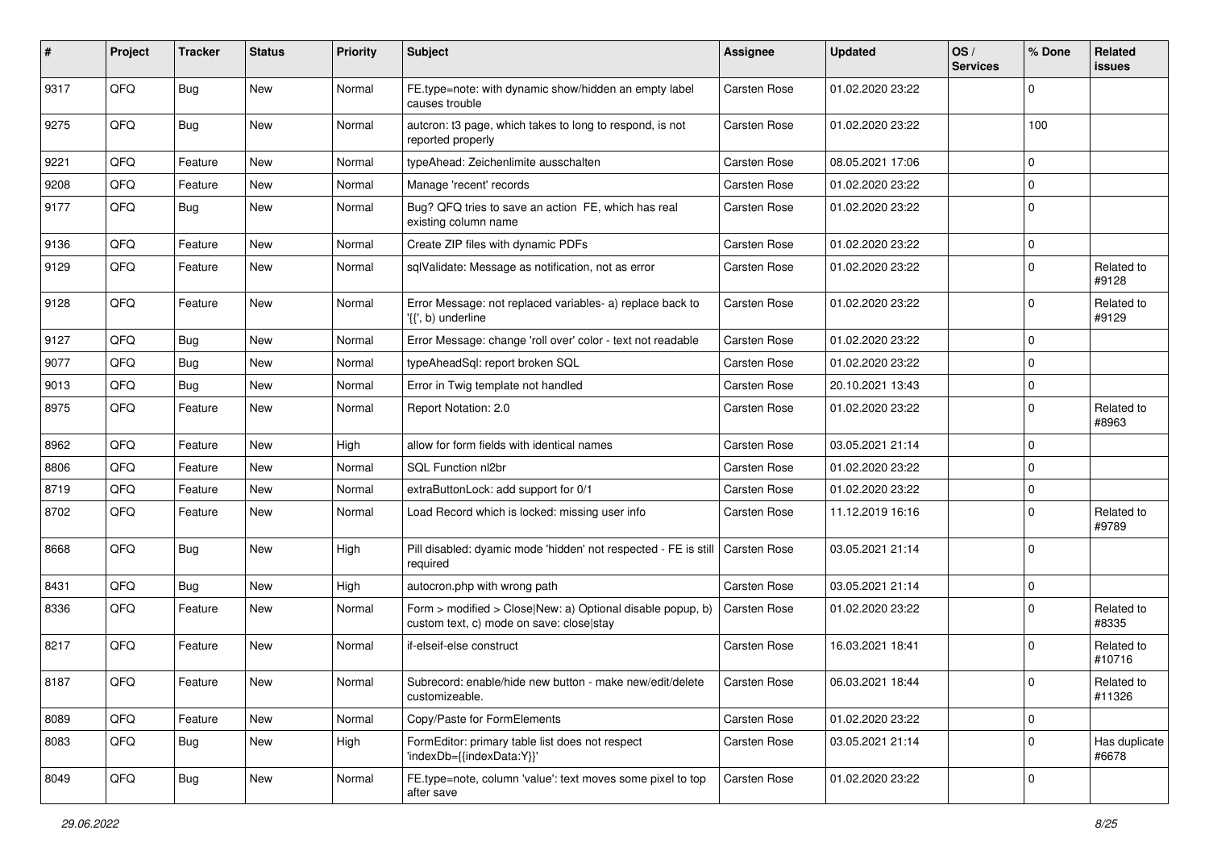| # | Project | Tracker | Status | Priority | Subject | Assignee | Updated | OS / Services | % Done | Related issues |
|---|---|---|---|---|---|---|---|---|---|---|
| 9317 | QFQ | Bug | New | Normal | FE.type=note: with dynamic show/hidden an empty label causes trouble | Carsten Rose | 01.02.2020 23:22 | | 0 | |
| 9275 | QFQ | Bug | New | Normal | autcron: t3 page, which takes to long to respond, is not reported properly | Carsten Rose | 01.02.2020 23:22 | | 100 | |
| 9221 | QFQ | Feature | New | Normal | typeAhead: Zeichenlimite ausschalten | Carsten Rose | 08.05.2021 17:06 | | 0 | |
| 9208 | QFQ | Feature | New | Normal | Manage 'recent' records | Carsten Rose | 01.02.2020 23:22 | | 0 | |
| 9177 | QFQ | Bug | New | Normal | Bug? QFQ tries to save an action FE, which has real existing column name | Carsten Rose | 01.02.2020 23:22 | | 0 | |
| 9136 | QFQ | Feature | New | Normal | Create ZIP files with dynamic PDFs | Carsten Rose | 01.02.2020 23:22 | | 0 | |
| 9129 | QFQ | Feature | New | Normal | sqlValidate: Message as notification, not as error | Carsten Rose | 01.02.2020 23:22 | | 0 | Related to #9128 |
| 9128 | QFQ | Feature | New | Normal | Error Message: not replaced variables- a) replace back to '{{', b) underline | Carsten Rose | 01.02.2020 23:22 | | 0 | Related to #9129 |
| 9127 | QFQ | Bug | New | Normal | Error Message: change 'roll over' color - text not readable | Carsten Rose | 01.02.2020 23:22 | | 0 | |
| 9077 | QFQ | Bug | New | Normal | typeAheadSql: report broken SQL | Carsten Rose | 01.02.2020 23:22 | | 0 | |
| 9013 | QFQ | Bug | New | Normal | Error in Twig template not handled | Carsten Rose | 20.10.2021 13:43 | | 0 | |
| 8975 | QFQ | Feature | New | Normal | Report Notation: 2.0 | Carsten Rose | 01.02.2020 23:22 | | 0 | Related to #8963 |
| 8962 | QFQ | Feature | New | High | allow for form fields with identical names | Carsten Rose | 03.05.2021 21:14 | | 0 | |
| 8806 | QFQ | Feature | New | Normal | SQL Function nl2br | Carsten Rose | 01.02.2020 23:22 | | 0 | |
| 8719 | QFQ | Feature | New | Normal | extraButtonLock: add support for 0/1 | Carsten Rose | 01.02.2020 23:22 | | 0 | |
| 8702 | QFQ | Feature | New | Normal | Load Record which is locked: missing user info | Carsten Rose | 11.12.2019 16:16 | | 0 | Related to #9789 |
| 8668 | QFQ | Bug | New | High | Pill disabled: dyamic mode 'hidden' not respected - FE is still required | Carsten Rose | 03.05.2021 21:14 | | 0 | |
| 8431 | QFQ | Bug | New | High | autocron.php with wrong path | Carsten Rose | 03.05.2021 21:14 | | 0 | |
| 8336 | QFQ | Feature | New | Normal | Form > modified > Close\|New: a) Optional disable popup, b) custom text, c) mode on save: close\|stay | Carsten Rose | 01.02.2020 23:22 | | 0 | Related to #8335 |
| 8217 | QFQ | Feature | New | Normal | if-elseif-else construct | Carsten Rose | 16.03.2021 18:41 | | 0 | Related to #10716 |
| 8187 | QFQ | Feature | New | Normal | Subrecord: enable/hide new button - make new/edit/delete customizeable. | Carsten Rose | 06.03.2021 18:44 | | 0 | Related to #11326 |
| 8089 | QFQ | Feature | New | Normal | Copy/Paste for FormElements | Carsten Rose | 01.02.2020 23:22 | | 0 | |
| 8083 | QFQ | Bug | New | High | FormEditor: primary table list does not respect 'indexDb={{indexData:Y}}' | Carsten Rose | 03.05.2021 21:14 | | 0 | Has duplicate #6678 |
| 8049 | QFQ | Bug | New | Normal | FE.type=note, column 'value': text moves some pixel to top after save | Carsten Rose | 01.02.2020 23:22 | | 0 | |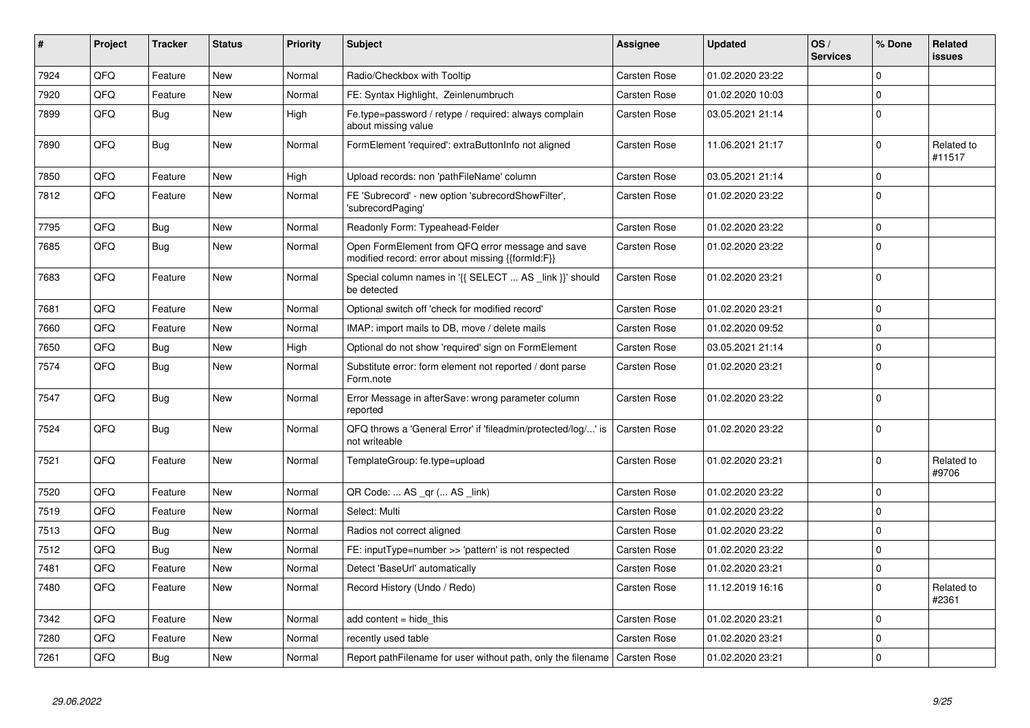| # | Project | Tracker | Status | Priority | Subject | Assignee | Updated | OS / Services | % Done | Related issues |
|---|---|---|---|---|---|---|---|---|---|---|
| 7924 | QFQ | Feature | New | Normal | Radio/Checkbox with Tooltip | Carsten Rose | 01.02.2020 23:22 | | 0 | |
| 7920 | QFQ | Feature | New | Normal | FE: Syntax Highlight, Zeinlenumbruch | Carsten Rose | 01.02.2020 10:03 | | 0 | |
| 7899 | QFQ | Bug | New | High | Fe.type=password / retype / required: always complain about missing value | Carsten Rose | 03.05.2021 21:14 | | 0 | |
| 7890 | QFQ | Bug | New | Normal | FormElement 'required': extraButtonInfo not aligned | Carsten Rose | 11.06.2021 21:17 | | 0 | Related to #11517 |
| 7850 | QFQ | Feature | New | High | Upload records: non 'pathFileName' column | Carsten Rose | 03.05.2021 21:14 | | 0 | |
| 7812 | QFQ | Feature | New | Normal | FE 'Subrecord' - new option 'subrecordShowFilter', 'subrecordPaging' | Carsten Rose | 01.02.2020 23:22 | | 0 | |
| 7795 | QFQ | Bug | New | Normal | Readonly Form: Typeahead-Felder | Carsten Rose | 01.02.2020 23:22 | | 0 | |
| 7685 | QFQ | Bug | New | Normal | Open FormElement from QFQ error message and save modified record: error about missing {{formId:F}} | Carsten Rose | 01.02.2020 23:22 | | 0 | |
| 7683 | QFQ | Feature | New | Normal | Special column names in '{{ SELECT ... AS _link }}' should be detected | Carsten Rose | 01.02.2020 23:21 | | 0 | |
| 7681 | QFQ | Feature | New | Normal | Optional switch off 'check for modified record' | Carsten Rose | 01.02.2020 23:21 | | 0 | |
| 7660 | QFQ | Feature | New | Normal | IMAP: import mails to DB, move / delete mails | Carsten Rose | 01.02.2020 09:52 | | 0 | |
| 7650 | QFQ | Bug | New | High | Optional do not show 'required' sign on FormElement | Carsten Rose | 03.05.2021 21:14 | | 0 | |
| 7574 | QFQ | Bug | New | Normal | Substitute error: form element not reported / dont parse Form.note | Carsten Rose | 01.02.2020 23:21 | | 0 | |
| 7547 | QFQ | Bug | New | Normal | Error Message in afterSave: wrong parameter column reported | Carsten Rose | 01.02.2020 23:22 | | 0 | |
| 7524 | QFQ | Bug | New | Normal | QFQ throws a 'General Error' if 'fileadmin/protected/log/...' is not writeable | Carsten Rose | 01.02.2020 23:22 | | 0 | |
| 7521 | QFQ | Feature | New | Normal | TemplateGroup: fe.type=upload | Carsten Rose | 01.02.2020 23:21 | | 0 | Related to #9706 |
| 7520 | QFQ | Feature | New | Normal | QR Code: ... AS _qr ( ... AS _link) | Carsten Rose | 01.02.2020 23:22 | | 0 | |
| 7519 | QFQ | Feature | New | Normal | Select: Multi | Carsten Rose | 01.02.2020 23:22 | | 0 | |
| 7513 | QFQ | Bug | New | Normal | Radios not correct aligned | Carsten Rose | 01.02.2020 23:22 | | 0 | |
| 7512 | QFQ | Bug | New | Normal | FE: inputType=number >> 'pattern' is not respected | Carsten Rose | 01.02.2020 23:22 | | 0 | |
| 7481 | QFQ | Feature | New | Normal | Detect 'BaseUrl' automatically | Carsten Rose | 01.02.2020 23:21 | | 0 | |
| 7480 | QFQ | Feature | New | Normal | Record History (Undo / Redo) | Carsten Rose | 11.12.2019 16:16 | | 0 | Related to #2361 |
| 7342 | QFQ | Feature | New | Normal | add content = hide_this | Carsten Rose | 01.02.2020 23:21 | | 0 | |
| 7280 | QFQ | Feature | New | Normal | recently used table | Carsten Rose | 01.02.2020 23:21 | | 0 | |
| 7261 | QFQ | Bug | New | Normal | Report pathFilename for user without path, only the filename | Carsten Rose | 01.02.2020 23:21 | | 0 | |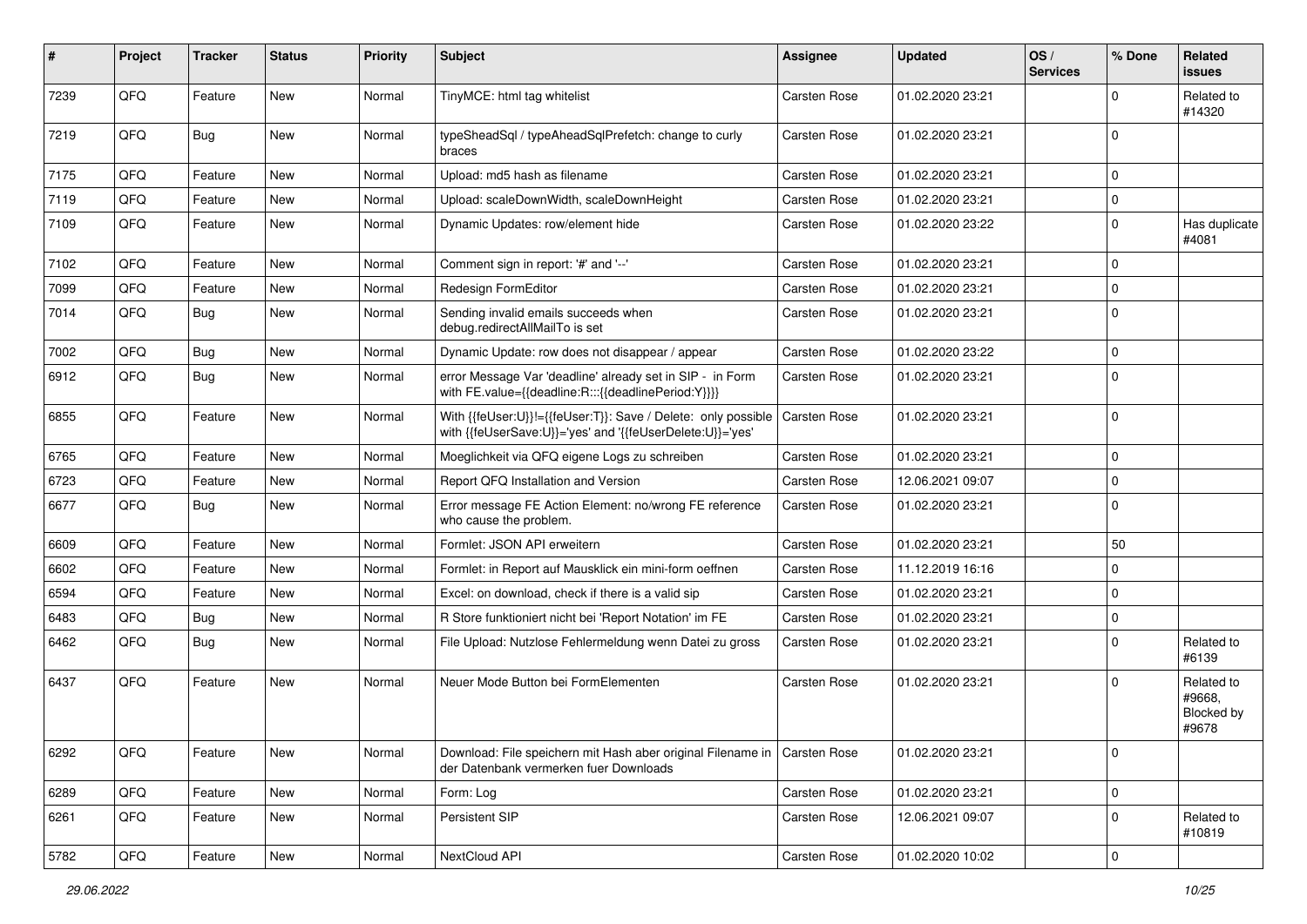| # | Project | Tracker | Status | Priority | Subject | Assignee | Updated | OS / Services | % Done | Related issues |
|---|---|---|---|---|---|---|---|---|---|---|
| 7239 | QFQ | Feature | New | Normal | TinyMCE: html tag whitelist | Carsten Rose | 01.02.2020 23:21 | | 0 | Related to #14320 |
| 7219 | QFQ | Bug | New | Normal | typeSheadSql / typeAheadSqlPrefetch: change to curly braces | Carsten Rose | 01.02.2020 23:21 | | 0 | |
| 7175 | QFQ | Feature | New | Normal | Upload: md5 hash as filename | Carsten Rose | 01.02.2020 23:21 | | 0 | |
| 7119 | QFQ | Feature | New | Normal | Upload: scaleDownWidth, scaleDownHeight | Carsten Rose | 01.02.2020 23:21 | | 0 | |
| 7109 | QFQ | Feature | New | Normal | Dynamic Updates: row/element hide | Carsten Rose | 01.02.2020 23:22 | | 0 | Has duplicate #4081 |
| 7102 | QFQ | Feature | New | Normal | Comment sign in report: '#' and '--' | Carsten Rose | 01.02.2020 23:21 | | 0 | |
| 7099 | QFQ | Feature | New | Normal | Redesign FormEditor | Carsten Rose | 01.02.2020 23:21 | | 0 | |
| 7014 | QFQ | Bug | New | Normal | Sending invalid emails succeeds when debug.redirectAllMailTo is set | Carsten Rose | 01.02.2020 23:21 | | 0 | |
| 7002 | QFQ | Bug | New | Normal | Dynamic Update: row does not disappear / appear | Carsten Rose | 01.02.2020 23:22 | | 0 | |
| 6912 | QFQ | Bug | New | Normal | error Message Var 'deadline' already set in SIP - in Form with FE.value={{deadline:R:::{{deadlinePeriod:Y}}}} | Carsten Rose | 01.02.2020 23:21 | | 0 | |
| 6855 | QFQ | Feature | New | Normal | With {{feUser:U}}!={{feUser:T}}: Save / Delete: only possible with {{feUserSave:U}}='yes' and '{{feUserDelete:U}}='yes' | Carsten Rose | 01.02.2020 23:21 | | 0 | |
| 6765 | QFQ | Feature | New | Normal | Moeglichkeit via QFQ eigene Logs zu schreiben | Carsten Rose | 01.02.2020 23:21 | | 0 | |
| 6723 | QFQ | Feature | New | Normal | Report QFQ Installation and Version | Carsten Rose | 12.06.2021 09:07 | | 0 | |
| 6677 | QFQ | Bug | New | Normal | Error message FE Action Element: no/wrong FE reference who cause the problem. | Carsten Rose | 01.02.2020 23:21 | | 0 | |
| 6609 | QFQ | Feature | New | Normal | Formlet: JSON API erweitern | Carsten Rose | 01.02.2020 23:21 | | 50 | |
| 6602 | QFQ | Feature | New | Normal | Formlet: in Report auf Mausklick ein mini-form oeffnen | Carsten Rose | 11.12.2019 16:16 | | 0 | |
| 6594 | QFQ | Feature | New | Normal | Excel: on download, check if there is a valid sip | Carsten Rose | 01.02.2020 23:21 | | 0 | |
| 6483 | QFQ | Bug | New | Normal | R Store funktioniert nicht bei 'Report Notation' im FE | Carsten Rose | 01.02.2020 23:21 | | 0 | |
| 6462 | QFQ | Bug | New | Normal | File Upload: Nutzlose Fehlermeldung wenn Datei zu gross | Carsten Rose | 01.02.2020 23:21 | | 0 | Related to #6139 |
| 6437 | QFQ | Feature | New | Normal | Neuer Mode Button bei FormElementen | Carsten Rose | 01.02.2020 23:21 | | 0 | Related to #9668, Blocked by #9678 |
| 6292 | QFQ | Feature | New | Normal | Download: File speichern mit Hash aber original Filename in der Datenbank vermerken fuer Downloads | Carsten Rose | 01.02.2020 23:21 | | 0 | |
| 6289 | QFQ | Feature | New | Normal | Form: Log | Carsten Rose | 01.02.2020 23:21 | | 0 | |
| 6261 | QFQ | Feature | New | Normal | Persistent SIP | Carsten Rose | 12.06.2021 09:07 | | 0 | Related to #10819 |
| 5782 | QFQ | Feature | New | Normal | NextCloud API | Carsten Rose | 01.02.2020 10:02 | | 0 | |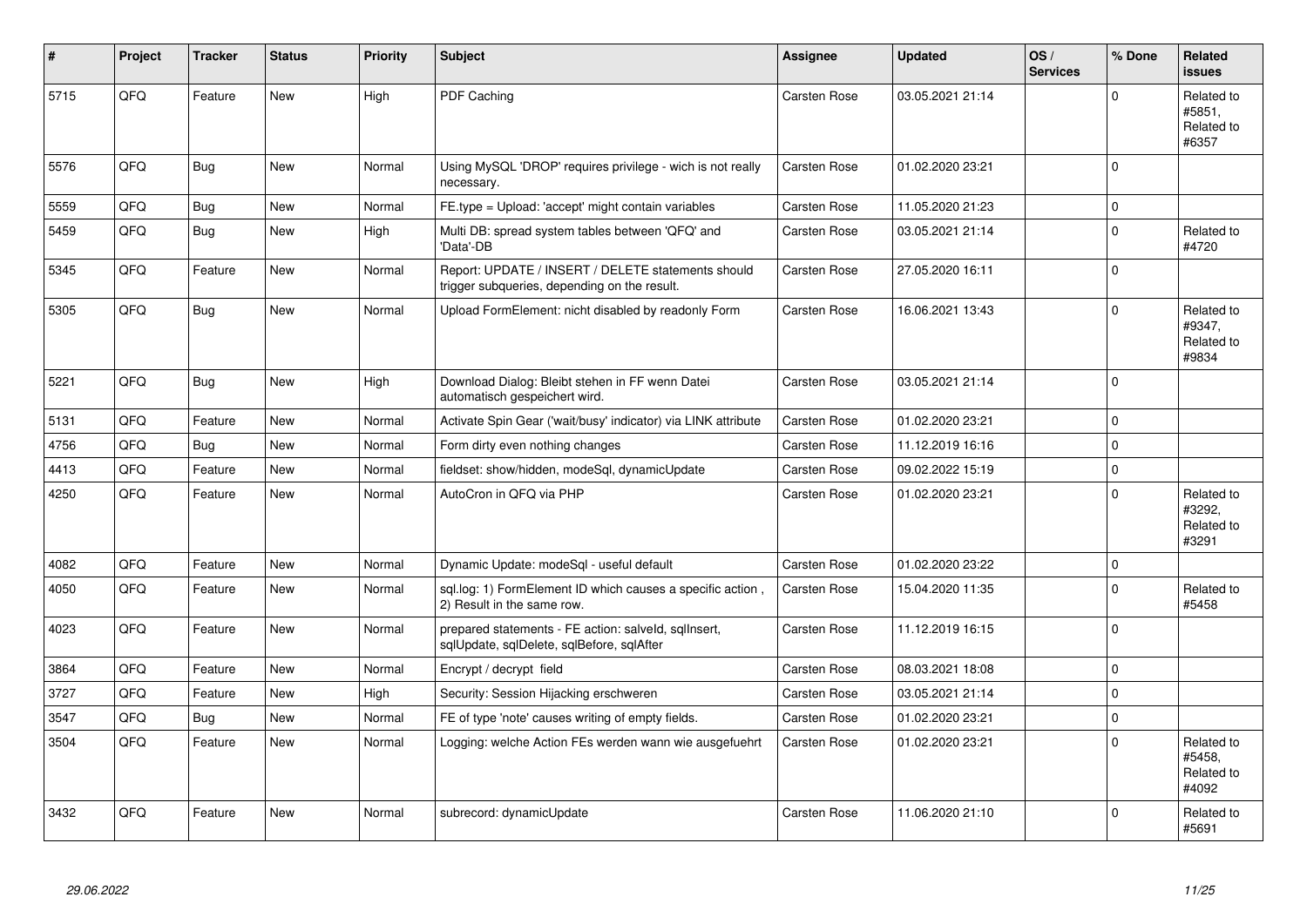| # | Project | Tracker | Status | Priority | Subject | Assignee | Updated | OS / Services | % Done | Related issues |
|---|---|---|---|---|---|---|---|---|---|---|
| 5715 | QFQ | Feature | New | High | PDF Caching | Carsten Rose | 03.05.2021 21:14 | | 0 | Related to #5851, Related to #6357 |
| 5576 | QFQ | Bug | New | Normal | Using MySQL 'DROP' requires privilege - wich is not really necessary. | Carsten Rose | 01.02.2020 23:21 | | 0 | |
| 5559 | QFQ | Bug | New | Normal | FE.type = Upload: 'accept' might contain variables | Carsten Rose | 11.05.2020 21:23 | | 0 | |
| 5459 | QFQ | Bug | New | High | Multi DB: spread system tables between 'QFQ' and 'Data'-DB | Carsten Rose | 03.05.2021 21:14 | | 0 | Related to #4720 |
| 5345 | QFQ | Feature | New | Normal | Report: UPDATE / INSERT / DELETE statements should trigger subqueries, depending on the result. | Carsten Rose | 27.05.2020 16:11 | | 0 | |
| 5305 | QFQ | Bug | New | Normal | Upload FormElement: nicht disabled by readonly Form | Carsten Rose | 16.06.2021 13:43 | | 0 | Related to #9347, Related to #9834 |
| 5221 | QFQ | Bug | New | High | Download Dialog: Bleibt stehen in FF wenn Datei automatisch gespeichert wird. | Carsten Rose | 03.05.2021 21:14 | | 0 | |
| 5131 | QFQ | Feature | New | Normal | Activate Spin Gear ('wait/busy' indicator) via LINK attribute | Carsten Rose | 01.02.2020 23:21 | | 0 | |
| 4756 | QFQ | Bug | New | Normal | Form dirty even nothing changes | Carsten Rose | 11.12.2019 16:16 | | 0 | |
| 4413 | QFQ | Feature | New | Normal | fieldset: show/hidden, modeSql, dynamicUpdate | Carsten Rose | 09.02.2022 15:19 | | 0 | |
| 4250 | QFQ | Feature | New | Normal | AutoCron in QFQ via PHP | Carsten Rose | 01.02.2020 23:21 | | 0 | Related to #3292, Related to #3291 |
| 4082 | QFQ | Feature | New | Normal | Dynamic Update: modeSql - useful default | Carsten Rose | 01.02.2020 23:22 | | 0 | |
| 4050 | QFQ | Feature | New | Normal | sql.log: 1) FormElement ID which causes a specific action , 2) Result in the same row. | Carsten Rose | 15.04.2020 11:35 | | 0 | Related to #5458 |
| 4023 | QFQ | Feature | New | Normal | prepared statements - FE action: salveld, sqlInsert, sqlUpdate, sqlDelete, sqlBefore, sqlAfter | Carsten Rose | 11.12.2019 16:15 | | 0 | |
| 3864 | QFQ | Feature | New | Normal | Encrypt / decrypt field | Carsten Rose | 08.03.2021 18:08 | | 0 | |
| 3727 | QFQ | Feature | New | High | Security: Session Hijacking erschweren | Carsten Rose | 03.05.2021 21:14 | | 0 | |
| 3547 | QFQ | Bug | New | Normal | FE of type 'note' causes writing of empty fields. | Carsten Rose | 01.02.2020 23:21 | | 0 | |
| 3504 | QFQ | Feature | New | Normal | Logging: welche Action FEs werden wann wie ausgefuehrt | Carsten Rose | 01.02.2020 23:21 | | 0 | Related to #5458, Related to #4092 |
| 3432 | QFQ | Feature | New | Normal | subrecord: dynamicUpdate | Carsten Rose | 11.06.2020 21:10 | | 0 | Related to #5691 |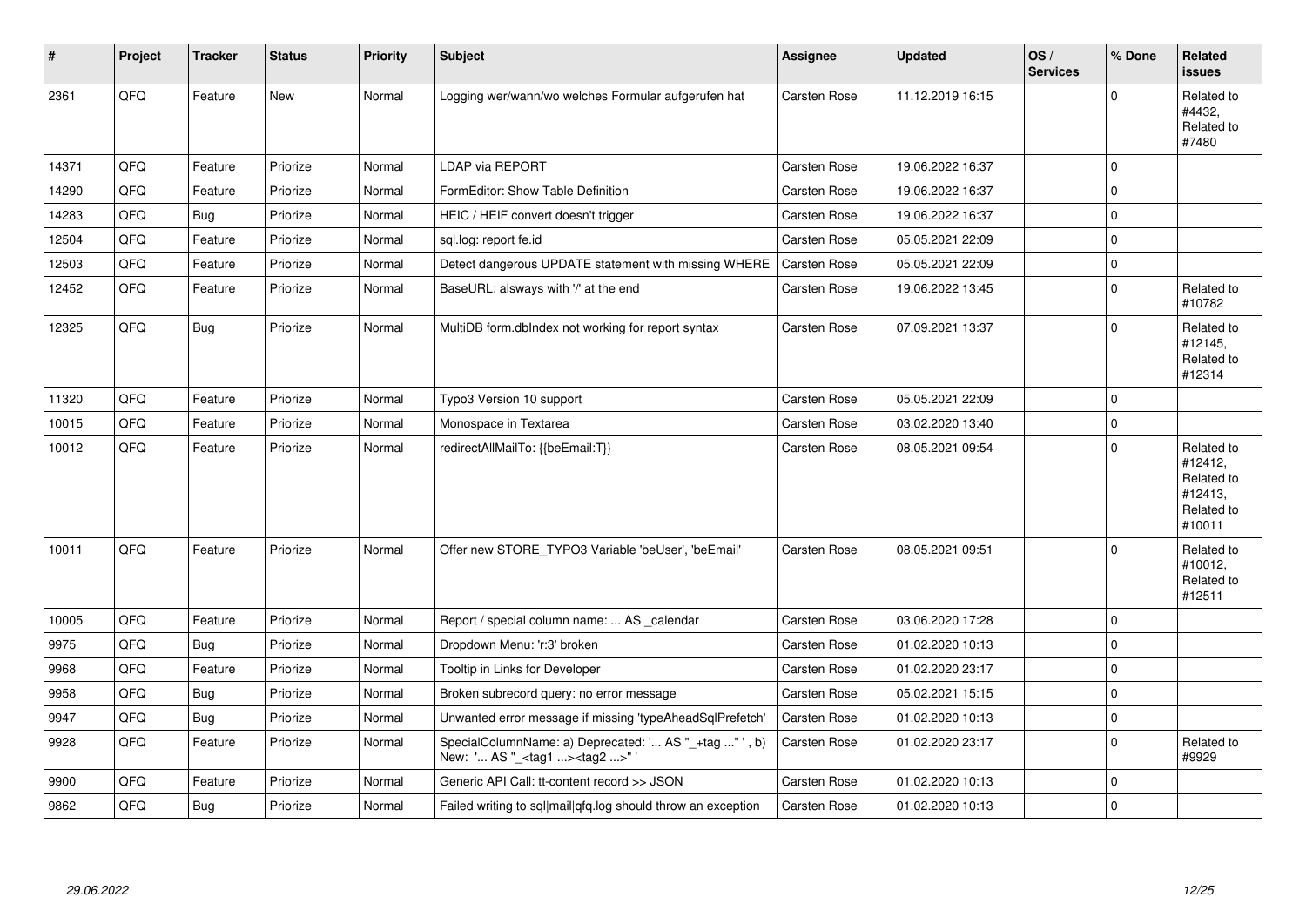| # | Project | Tracker | Status | Priority | Subject | Assignee | Updated | OS / Services | % Done | Related issues |
|---|---|---|---|---|---|---|---|---|---|---|
| 2361 | QFQ | Feature | New | Normal | Logging wer/wann/wo welches Formular aufgerufen hat | Carsten Rose | 11.12.2019 16:15 | | 0 | Related to #4432, Related to #7480 |
| 14371 | QFQ | Feature | Priorize | Normal | LDAP via REPORT | Carsten Rose | 19.06.2022 16:37 | | 0 | |
| 14290 | QFQ | Feature | Priorize | Normal | FormEditor: Show Table Definition | Carsten Rose | 19.06.2022 16:37 | | 0 | |
| 14283 | QFQ | Bug | Priorize | Normal | HEIC / HEIF convert doesn't trigger | Carsten Rose | 19.06.2022 16:37 | | 0 | |
| 12504 | QFQ | Feature | Priorize | Normal | sql.log: report fe.id | Carsten Rose | 05.05.2021 22:09 | | 0 | |
| 12503 | QFQ | Feature | Priorize | Normal | Detect dangerous UPDATE statement with missing WHERE | Carsten Rose | 05.05.2021 22:09 | | 0 | |
| 12452 | QFQ | Feature | Priorize | Normal | BaseURL: alsways with '/' at the end | Carsten Rose | 19.06.2022 13:45 | | 0 | Related to #10782 |
| 12325 | QFQ | Bug | Priorize | Normal | MultiDB form.dbIndex not working for report syntax | Carsten Rose | 07.09.2021 13:37 | | 0 | Related to #12145, Related to #12314 |
| 11320 | QFQ | Feature | Priorize | Normal | Typo3 Version 10 support | Carsten Rose | 05.05.2021 22:09 | | 0 | |
| 10015 | QFQ | Feature | Priorize | Normal | Monospace in Textarea | Carsten Rose | 03.02.2020 13:40 | | 0 | |
| 10012 | QFQ | Feature | Priorize | Normal | redirectAllMailTo: {{beEmail:T}} | Carsten Rose | 08.05.2021 09:54 | | 0 | Related to #12412, Related to #12413, Related to #10011 |
| 10011 | QFQ | Feature | Priorize | Normal | Offer new STORE_TYPO3 Variable 'beUser', 'beEmail' | Carsten Rose | 08.05.2021 09:51 | | 0 | Related to #10012, Related to #12511 |
| 10005 | QFQ | Feature | Priorize | Normal | Report / special column name: ... AS _calendar | Carsten Rose | 03.06.2020 17:28 | | 0 | |
| 9975 | QFQ | Bug | Priorize | Normal | Dropdown Menu: 'r:3' broken | Carsten Rose | 01.02.2020 10:13 | | 0 | |
| 9968 | QFQ | Feature | Priorize | Normal | Tooltip in Links for Developer | Carsten Rose | 01.02.2020 23:17 | | 0 | |
| 9958 | QFQ | Bug | Priorize | Normal | Broken subrecord query: no error message | Carsten Rose | 05.02.2021 15:15 | | 0 | |
| 9947 | QFQ | Bug | Priorize | Normal | Unwanted error message if missing 'typeAheadSqlPrefetch' | Carsten Rose | 01.02.2020 10:13 | | 0 | |
| 9928 | QFQ | Feature | Priorize | Normal | SpecialColumnName: a) Deprecated: '... AS "_+tag ..." ', b) New: '... AS "_<tag1 ...><tag2 ...>" ' | Carsten Rose | 01.02.2020 23:17 | | 0 | Related to #9929 |
| 9900 | QFQ | Feature | Priorize | Normal | Generic API Call: tt-content record >> JSON | Carsten Rose | 01.02.2020 10:13 | | 0 | |
| 9862 | QFQ | Bug | Priorize | Normal | Failed writing to sql\|mail\|qfq.log should throw an exception | Carsten Rose | 01.02.2020 10:13 | | 0 | |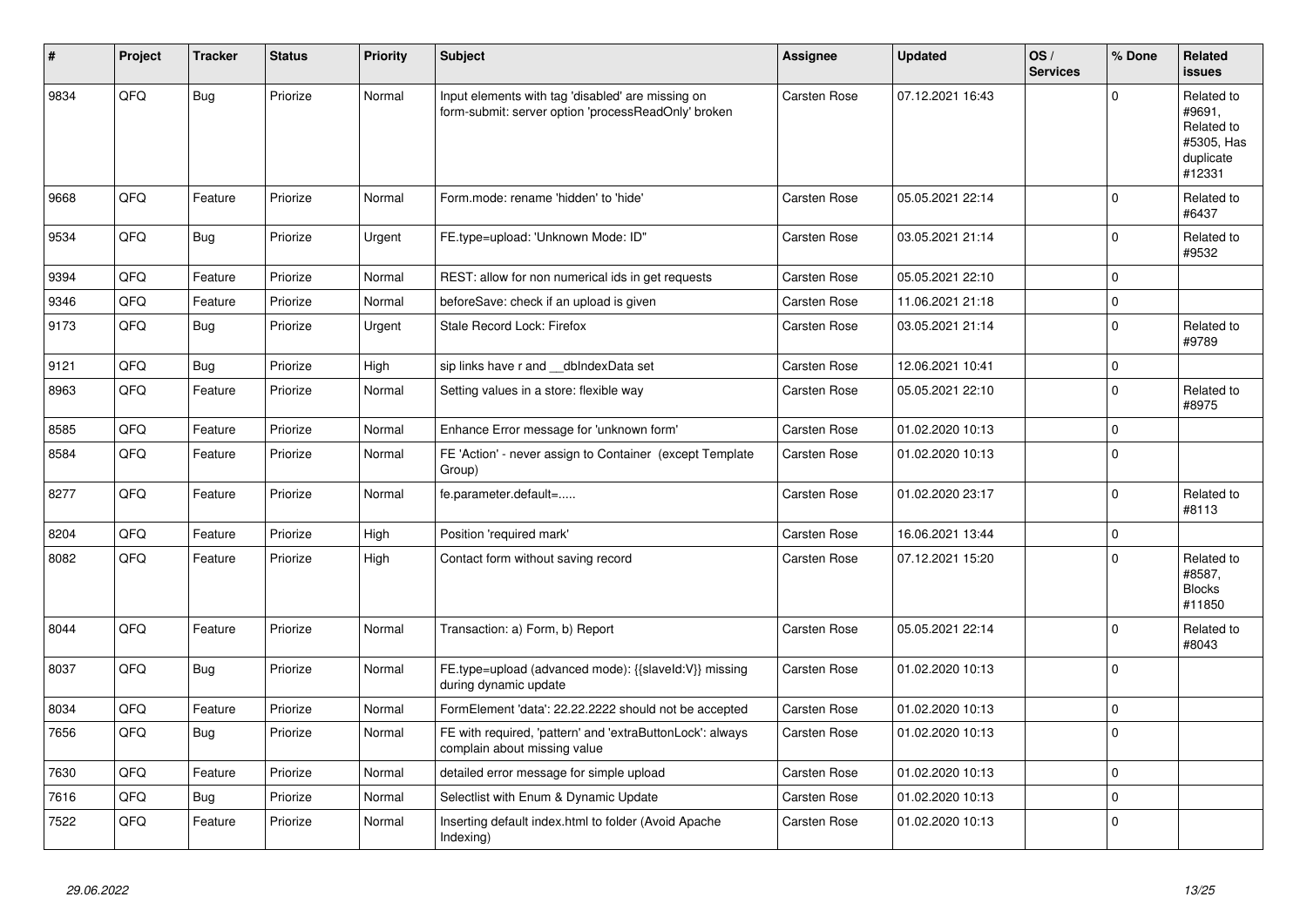| # | Project | Tracker | Status | Priority | Subject | Assignee | Updated | OS / Services | % Done | Related issues |
|---|---|---|---|---|---|---|---|---|---|---|
| 9834 | QFQ | Bug | Priorize | Normal | Input elements with tag 'disabled' are missing on form-submit: server option 'processReadOnly' broken | Carsten Rose | 07.12.2021 16:43 | | 0 | Related to #9691, Related to #5305, Has duplicate #12331 |
| 9668 | QFQ | Feature | Priorize | Normal | Form.mode: rename 'hidden' to 'hide' | Carsten Rose | 05.05.2021 22:14 | | 0 | Related to #6437 |
| 9534 | QFQ | Bug | Priorize | Urgent | FE.type=upload: 'Unknown Mode: ID" | Carsten Rose | 03.05.2021 21:14 | | 0 | Related to #9532 |
| 9394 | QFQ | Feature | Priorize | Normal | REST: allow for non numerical ids in get requests | Carsten Rose | 05.05.2021 22:10 | | 0 | |
| 9346 | QFQ | Feature | Priorize | Normal | beforeSave: check if an upload is given | Carsten Rose | 11.06.2021 21:18 | | 0 | |
| 9173 | QFQ | Bug | Priorize | Urgent | Stale Record Lock: Firefox | Carsten Rose | 03.05.2021 21:14 | | 0 | Related to #9789 |
| 9121 | QFQ | Bug | Priorize | High | sip links have r and __dbIndexData set | Carsten Rose | 12.06.2021 10:41 | | 0 | |
| 8963 | QFQ | Feature | Priorize | Normal | Setting values in a store: flexible way | Carsten Rose | 05.05.2021 22:10 | | 0 | Related to #8975 |
| 8585 | QFQ | Feature | Priorize | Normal | Enhance Error message for 'unknown form' | Carsten Rose | 01.02.2020 10:13 | | 0 | |
| 8584 | QFQ | Feature | Priorize | Normal | FE 'Action' - never assign to Container (except Template Group) | Carsten Rose | 01.02.2020 10:13 | | 0 | |
| 8277 | QFQ | Feature | Priorize | Normal | fe.parameter.default=..... | Carsten Rose | 01.02.2020 23:17 | | 0 | Related to #8113 |
| 8204 | QFQ | Feature | Priorize | High | Position 'required mark' | Carsten Rose | 16.06.2021 13:44 | | 0 | |
| 8082 | QFQ | Feature | Priorize | High | Contact form without saving record | Carsten Rose | 07.12.2021 15:20 | | 0 | Related to #8587, Blocks #11850 |
| 8044 | QFQ | Feature | Priorize | Normal | Transaction: a) Form, b) Report | Carsten Rose | 05.05.2021 22:14 | | 0 | Related to #8043 |
| 8037 | QFQ | Bug | Priorize | Normal | FE.type=upload (advanced mode): {{slaveId:V}} missing during dynamic update | Carsten Rose | 01.02.2020 10:13 | | 0 | |
| 8034 | QFQ | Feature | Priorize | Normal | FormElement 'data': 22.22.2222 should not be accepted | Carsten Rose | 01.02.2020 10:13 | | 0 | |
| 7656 | QFQ | Bug | Priorize | Normal | FE with required, 'pattern' and 'extraButtonLock': always complain about missing value | Carsten Rose | 01.02.2020 10:13 | | 0 | |
| 7630 | QFQ | Feature | Priorize | Normal | detailed error message for simple upload | Carsten Rose | 01.02.2020 10:13 | | 0 | |
| 7616 | QFQ | Bug | Priorize | Normal | Selectlist with Enum & Dynamic Update | Carsten Rose | 01.02.2020 10:13 | | 0 | |
| 7522 | QFQ | Feature | Priorize | Normal | Inserting default index.html to folder (Avoid Apache Indexing) | Carsten Rose | 01.02.2020 10:13 | | 0 | |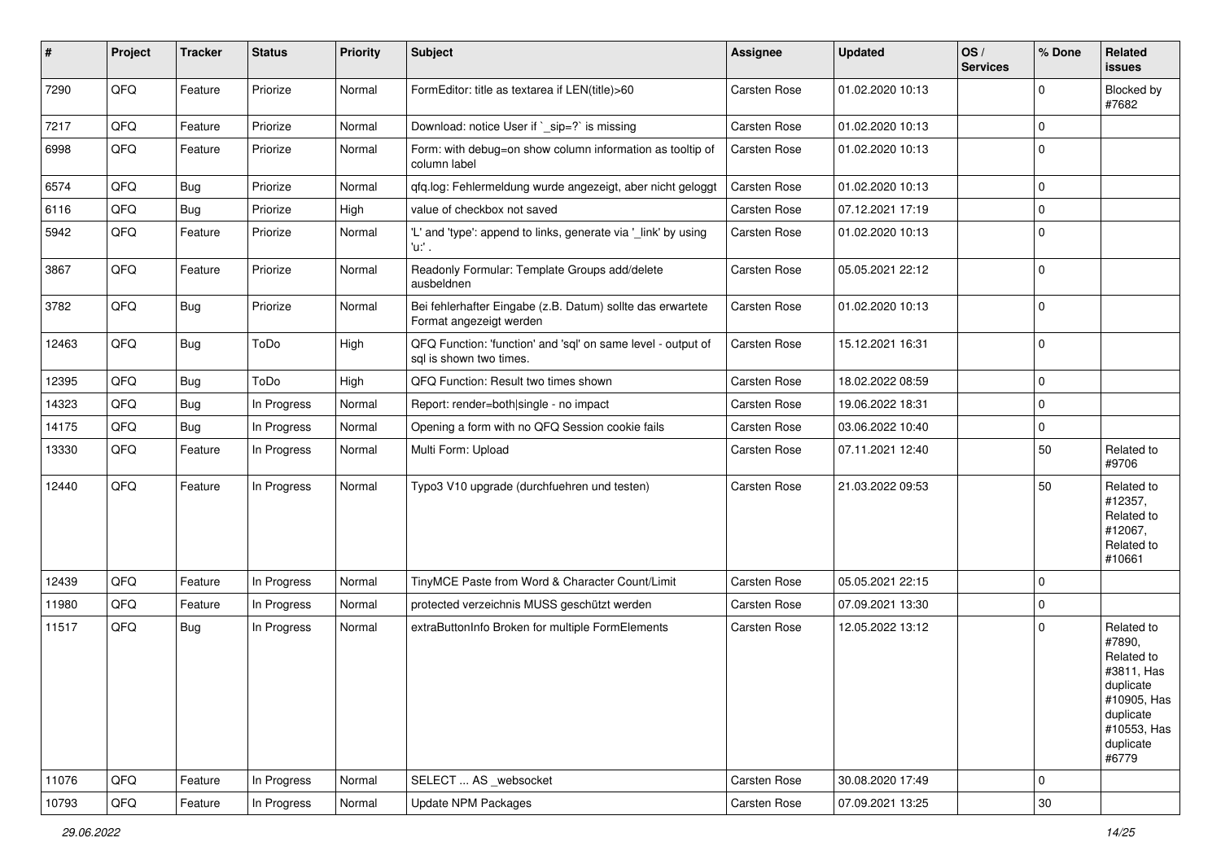| # | Project | Tracker | Status | Priority | Subject | Assignee | Updated | OS / Services | % Done | Related issues |
|---|---|---|---|---|---|---|---|---|---|---|
| 7290 | QFQ | Feature | Priorize | Normal | FormEditor: title as textarea if LEN(title)>60 | Carsten Rose | 01.02.2020 10:13 | | 0 | Blocked by #7682 |
| 7217 | QFQ | Feature | Priorize | Normal | Download: notice User if `_sip=?` is missing | Carsten Rose | 01.02.2020 10:13 | | 0 | |
| 6998 | QFQ | Feature | Priorize | Normal | Form: with debug=on show column information as tooltip of column label | Carsten Rose | 01.02.2020 10:13 | | 0 | |
| 6574 | QFQ | Bug | Priorize | Normal | qfq.log: Fehlermeldung wurde angezeigt, aber nicht geloggt | Carsten Rose | 01.02.2020 10:13 | | 0 | |
| 6116 | QFQ | Bug | Priorize | High | value of checkbox not saved | Carsten Rose | 07.12.2021 17:19 | | 0 | |
| 5942 | QFQ | Feature | Priorize | Normal | 'L' and 'type': append to links, generate via '_link' by using 'u:' . | Carsten Rose | 01.02.2020 10:13 | | 0 | |
| 3867 | QFQ | Feature | Priorize | Normal | Readonly Formular: Template Groups add/delete ausbeldnen | Carsten Rose | 05.05.2021 22:12 | | 0 | |
| 3782 | QFQ | Bug | Priorize | Normal | Bei fehlerhafter Eingabe (z.B. Datum) sollte das erwartete Format angezeigt werden | Carsten Rose | 01.02.2020 10:13 | | 0 | |
| 12463 | QFQ | Bug | ToDo | High | QFQ Function: 'function' and 'sql' on same level - output of sql is shown two times. | Carsten Rose | 15.12.2021 16:31 | | 0 | |
| 12395 | QFQ | Bug | ToDo | High | QFQ Function: Result two times shown | Carsten Rose | 18.02.2022 08:59 | | 0 | |
| 14323 | QFQ | Bug | In Progress | Normal | Report: render=both\|single - no impact | Carsten Rose | 19.06.2022 18:31 | | 0 | |
| 14175 | QFQ | Bug | In Progress | Normal | Opening a form with no QFQ Session cookie fails | Carsten Rose | 03.06.2022 10:40 | | 0 | |
| 13330 | QFQ | Feature | In Progress | Normal | Multi Form: Upload | Carsten Rose | 07.11.2021 12:40 | | 50 | Related to #9706 |
| 12440 | QFQ | Feature | In Progress | Normal | Typo3 V10 upgrade (durchfuehren und testen) | Carsten Rose | 21.03.2022 09:53 | | 50 | Related to #12357, Related to #12067, Related to #10661 |
| 12439 | QFQ | Feature | In Progress | Normal | TinyMCE Paste from Word & Character Count/Limit | Carsten Rose | 05.05.2021 22:15 | | 0 | |
| 11980 | QFQ | Feature | In Progress | Normal | protected verzeichnis MUSS geschützt werden | Carsten Rose | 07.09.2021 13:30 | | 0 | |
| 11517 | QFQ | Bug | In Progress | Normal | extraButtonInfo Broken for multiple FormElements | Carsten Rose | 12.05.2022 13:12 | | 0 | Related to #7890, Related to #3811, Has duplicate #10905, Has duplicate #10553, Has duplicate #6779 |
| 11076 | QFQ | Feature | In Progress | Normal | SELECT ... AS _websocket | Carsten Rose | 30.08.2020 17:49 | | 0 | |
| 10793 | QFQ | Feature | In Progress | Normal | Update NPM Packages | Carsten Rose | 07.09.2021 13:25 | | 30 | |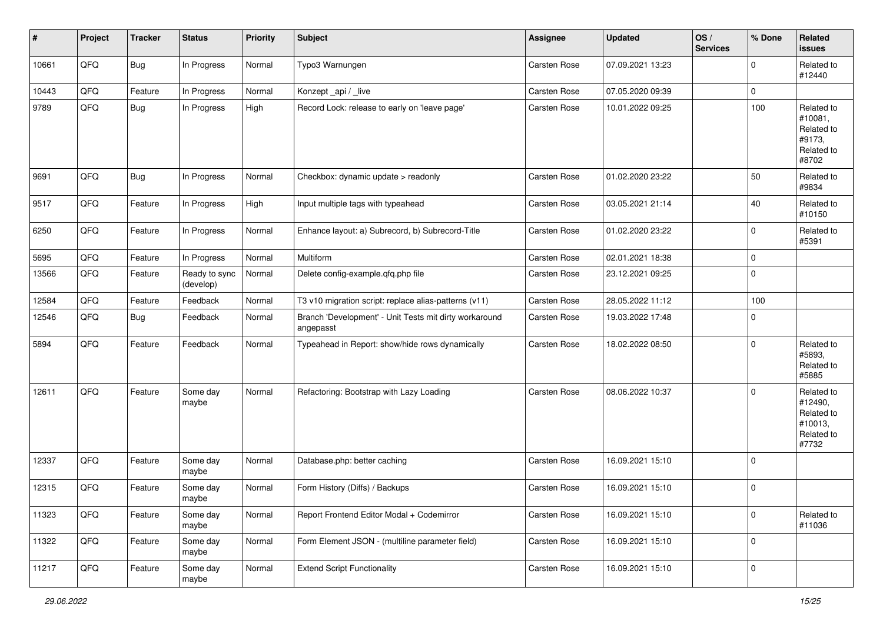| # | Project | Tracker | Status | Priority | Subject | Assignee | Updated | OS / Services | % Done | Related issues |
|---|---|---|---|---|---|---|---|---|---|---|
| 10661 | QFQ | Bug | In Progress | Normal | Typo3 Warnungen | Carsten Rose | 07.09.2021 13:23 | | 0 | Related to #12440 |
| 10443 | QFQ | Feature | In Progress | Normal | Konzept _api / _live | Carsten Rose | 07.05.2020 09:39 | | 0 | |
| 9789 | QFQ | Bug | In Progress | High | Record Lock: release to early on 'leave page' | Carsten Rose | 10.01.2022 09:25 | | 100 | Related to #10081, Related to #9173, Related to #8702 |
| 9691 | QFQ | Bug | In Progress | Normal | Checkbox: dynamic update > readonly | Carsten Rose | 01.02.2020 23:22 | | 50 | Related to #9834 |
| 9517 | QFQ | Feature | In Progress | High | Input multiple tags with typeahead | Carsten Rose | 03.05.2021 21:14 | | 40 | Related to #10150 |
| 6250 | QFQ | Feature | In Progress | Normal | Enhance layout: a) Subrecord, b) Subrecord-Title | Carsten Rose | 01.02.2020 23:22 | | 0 | Related to #5391 |
| 5695 | QFQ | Feature | In Progress | Normal | Multiform | Carsten Rose | 02.01.2021 18:38 | | 0 | |
| 13566 | QFQ | Feature | Ready to sync (develop) | Normal | Delete config-example.qfq.php file | Carsten Rose | 23.12.2021 09:25 | | 0 | |
| 12584 | QFQ | Feature | Feedback | Normal | T3 v10 migration script: replace alias-patterns (v11) | Carsten Rose | 28.05.2022 11:12 | | 100 | |
| 12546 | QFQ | Bug | Feedback | Normal | Branch 'Development' - Unit Tests mit dirty workaround angepasst | Carsten Rose | 19.03.2022 17:48 | | 0 | |
| 5894 | QFQ | Feature | Feedback | Normal | Typeahead in Report: show/hide rows dynamically | Carsten Rose | 18.02.2022 08:50 | | 0 | Related to #5893, Related to #5885 |
| 12611 | QFQ | Feature | Some day maybe | Normal | Refactoring: Bootstrap with Lazy Loading | Carsten Rose | 08.06.2022 10:37 | | 0 | Related to #12490, Related to #10013, Related to #7732 |
| 12337 | QFQ | Feature | Some day maybe | Normal | Database.php: better caching | Carsten Rose | 16.09.2021 15:10 | | 0 | |
| 12315 | QFQ | Feature | Some day maybe | Normal | Form History (Diffs) / Backups | Carsten Rose | 16.09.2021 15:10 | | 0 | |
| 11323 | QFQ | Feature | Some day maybe | Normal | Report Frontend Editor Modal + Codemirror | Carsten Rose | 16.09.2021 15:10 | | 0 | Related to #11036 |
| 11322 | QFQ | Feature | Some day maybe | Normal | Form Element JSON - (multiline parameter field) | Carsten Rose | 16.09.2021 15:10 | | 0 | |
| 11217 | QFQ | Feature | Some day maybe | Normal | Extend Script Functionality | Carsten Rose | 16.09.2021 15:10 | | 0 | |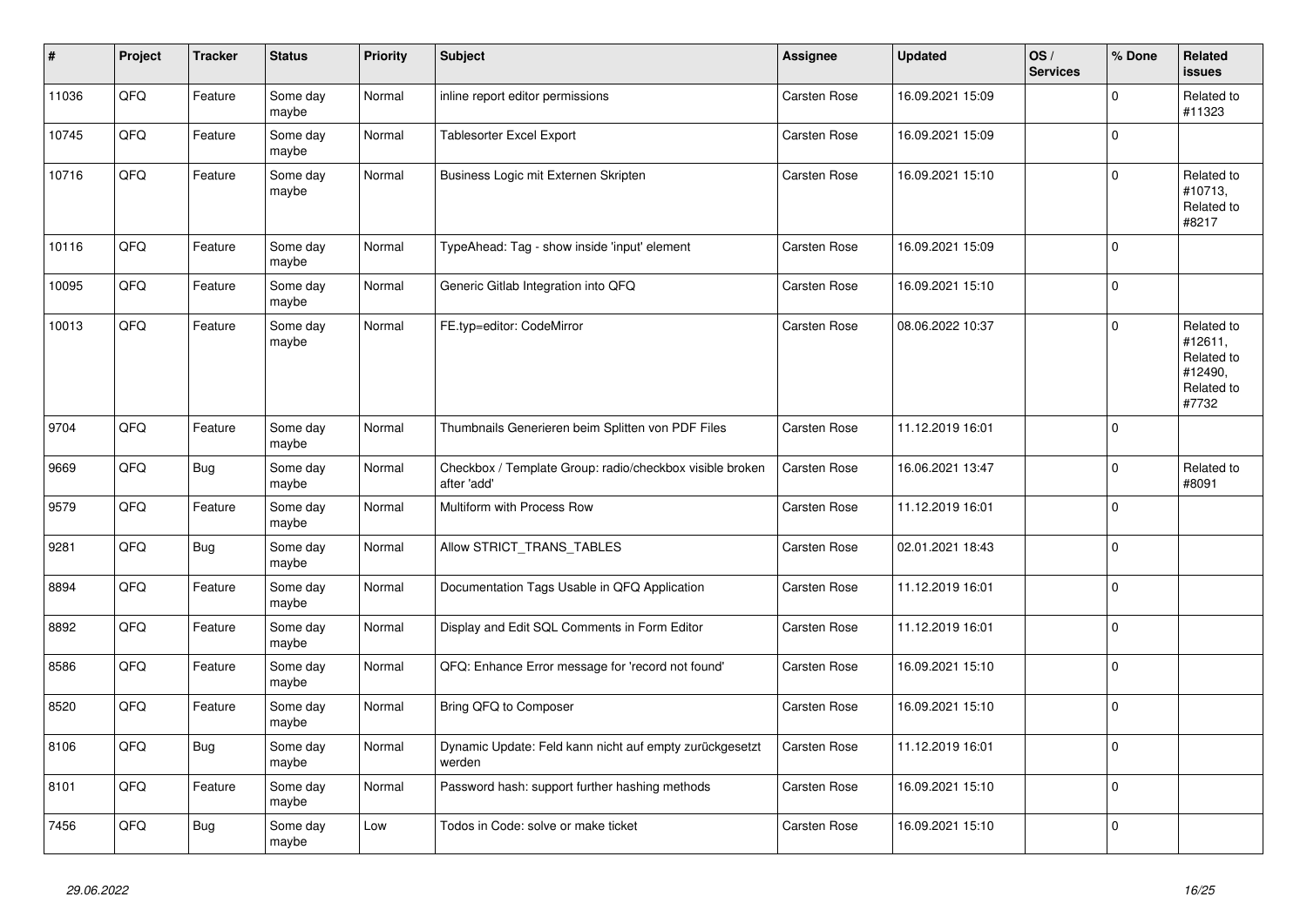| # | Project | Tracker | Status | Priority | Subject | Assignee | Updated | OS / Services | % Done | Related issues |
|---|---|---|---|---|---|---|---|---|---|---|
| 11036 | QFQ | Feature | Some day maybe | Normal | inline report editor permissions | Carsten Rose | 16.09.2021 15:09 | | 0 | Related to #11323 |
| 10745 | QFQ | Feature | Some day maybe | Normal | Tablesorter Excel Export | Carsten Rose | 16.09.2021 15:09 | | 0 | |
| 10716 | QFQ | Feature | Some day maybe | Normal | Business Logic mit Externen Skripten | Carsten Rose | 16.09.2021 15:10 | | 0 | Related to #10713, Related to #8217 |
| 10116 | QFQ | Feature | Some day maybe | Normal | TypeAhead: Tag - show inside 'input' element | Carsten Rose | 16.09.2021 15:09 | | 0 | |
| 10095 | QFQ | Feature | Some day maybe | Normal | Generic Gitlab Integration into QFQ | Carsten Rose | 16.09.2021 15:10 | | 0 | |
| 10013 | QFQ | Feature | Some day maybe | Normal | FE.typ=editor: CodeMirror | Carsten Rose | 08.06.2022 10:37 | | 0 | Related to #12611, Related to #12490, Related to #7732 |
| 9704 | QFQ | Feature | Some day maybe | Normal | Thumbnails Generieren beim Splitten von PDF Files | Carsten Rose | 11.12.2019 16:01 | | 0 | |
| 9669 | QFQ | Bug | Some day maybe | Normal | Checkbox / Template Group: radio/checkbox visible broken after 'add' | Carsten Rose | 16.06.2021 13:47 | | 0 | Related to #8091 |
| 9579 | QFQ | Feature | Some day maybe | Normal | Multiform with Process Row | Carsten Rose | 11.12.2019 16:01 | | 0 | |
| 9281 | QFQ | Bug | Some day maybe | Normal | Allow STRICT_TRANS_TABLES | Carsten Rose | 02.01.2021 18:43 | | 0 | |
| 8894 | QFQ | Feature | Some day maybe | Normal | Documentation Tags Usable in QFQ Application | Carsten Rose | 11.12.2019 16:01 | | 0 | |
| 8892 | QFQ | Feature | Some day maybe | Normal | Display and Edit SQL Comments in Form Editor | Carsten Rose | 11.12.2019 16:01 | | 0 | |
| 8586 | QFQ | Feature | Some day maybe | Normal | QFQ: Enhance Error message for 'record not found' | Carsten Rose | 16.09.2021 15:10 | | 0 | |
| 8520 | QFQ | Feature | Some day maybe | Normal | Bring QFQ to Composer | Carsten Rose | 16.09.2021 15:10 | | 0 | |
| 8106 | QFQ | Bug | Some day maybe | Normal | Dynamic Update: Feld kann nicht auf empty zurückgesetzt werden | Carsten Rose | 11.12.2019 16:01 | | 0 | |
| 8101 | QFQ | Feature | Some day maybe | Normal | Password hash: support further hashing methods | Carsten Rose | 16.09.2021 15:10 | | 0 | |
| 7456 | QFQ | Bug | Some day maybe | Low | Todos in Code: solve or make ticket | Carsten Rose | 16.09.2021 15:10 | | 0 | |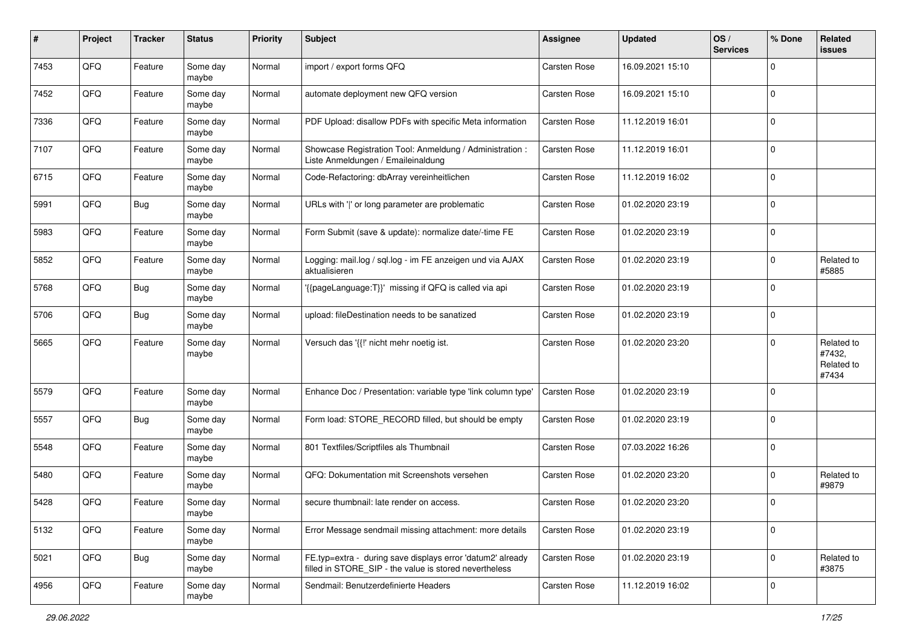| # | Project | Tracker | Status | Priority | Subject | Assignee | Updated | OS / Services | % Done | Related issues |
|---|---|---|---|---|---|---|---|---|---|---|
| 7453 | QFQ | Feature | Some day maybe | Normal | import / export forms QFQ | Carsten Rose | 16.09.2021 15:10 | | 0 | |
| 7452 | QFQ | Feature | Some day maybe | Normal | automate deployment new QFQ version | Carsten Rose | 16.09.2021 15:10 | | 0 | |
| 7336 | QFQ | Feature | Some day maybe | Normal | PDF Upload: disallow PDFs with specific Meta information | Carsten Rose | 11.12.2019 16:01 | | 0 | |
| 7107 | QFQ | Feature | Some day maybe | Normal | Showcase Registration Tool: Anmeldung / Administration : Liste Anmeldungen / Emaileinaldung | Carsten Rose | 11.12.2019 16:01 | | 0 | |
| 6715 | QFQ | Feature | Some day maybe | Normal | Code-Refactoring: dbArray vereinheitlichen | Carsten Rose | 11.12.2019 16:02 | | 0 | |
| 5991 | QFQ | Bug | Some day maybe | Normal | URLs with '\|' or long parameter are problematic | Carsten Rose | 01.02.2020 23:19 | | 0 | |
| 5983 | QFQ | Feature | Some day maybe | Normal | Form Submit (save & update): normalize date/-time FE | Carsten Rose | 01.02.2020 23:19 | | 0 | |
| 5852 | QFQ | Feature | Some day maybe | Normal | Logging: mail.log / sql.log - im FE anzeigen und via AJAX aktualisieren | Carsten Rose | 01.02.2020 23:19 | | 0 | Related to #5885 |
| 5768 | QFQ | Bug | Some day maybe | Normal | '{{pageLanguage:T}}' missing if QFQ is called via api | Carsten Rose | 01.02.2020 23:19 | | 0 | |
| 5706 | QFQ | Bug | Some day maybe | Normal | upload: fileDestination needs to be sanatized | Carsten Rose | 01.02.2020 23:19 | | 0 | |
| 5665 | QFQ | Feature | Some day maybe | Normal | Versuch das '{{!' nicht mehr noetig ist. | Carsten Rose | 01.02.2020 23:20 | | 0 | Related to #7432, Related to #7434 |
| 5579 | QFQ | Feature | Some day maybe | Normal | Enhance Doc / Presentation: variable type 'link column type' | Carsten Rose | 01.02.2020 23:19 | | 0 | |
| 5557 | QFQ | Bug | Some day maybe | Normal | Form load: STORE_RECORD filled, but should be empty | Carsten Rose | 01.02.2020 23:19 | | 0 | |
| 5548 | QFQ | Feature | Some day maybe | Normal | 801 Textfiles/Scriptfiles als Thumbnail | Carsten Rose | 07.03.2022 16:26 | | 0 | |
| 5480 | QFQ | Feature | Some day maybe | Normal | QFQ: Dokumentation mit Screenshots versehen | Carsten Rose | 01.02.2020 23:20 | | 0 | Related to #9879 |
| 5428 | QFQ | Feature | Some day maybe | Normal | secure thumbnail: late render on access. | Carsten Rose | 01.02.2020 23:20 | | 0 | |
| 5132 | QFQ | Feature | Some day maybe | Normal | Error Message sendmail missing attachment: more details | Carsten Rose | 01.02.2020 23:19 | | 0 | |
| 5021 | QFQ | Bug | Some day maybe | Normal | FE.typ=extra - during save displays error 'datum2' already filled in STORE_SIP - the value is stored nevertheless | Carsten Rose | 01.02.2020 23:19 | | 0 | Related to #3875 |
| 4956 | QFQ | Feature | Some day maybe | Normal | Sendmail: Benutzerdefinierte Headers | Carsten Rose | 11.12.2019 16:02 | | 0 | |

*29.06.2022*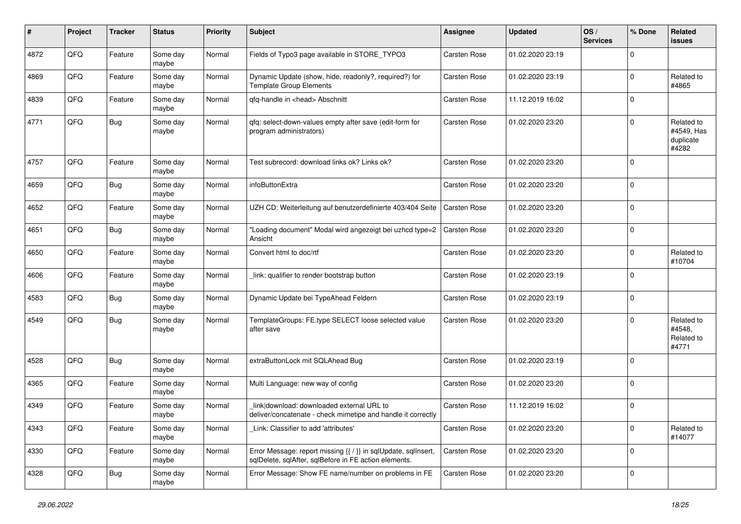| # | Project | Tracker | Status | Priority | Subject | Assignee | Updated | OS / Services | % Done | Related issues |
|---|---|---|---|---|---|---|---|---|---|---|
| 4872 | QFQ | Feature | Some day maybe | Normal | Fields of Typo3 page available in STORE_TYPO3 | Carsten Rose | 01.02.2020 23:19 | | 0 | |
| 4869 | QFQ | Feature | Some day maybe | Normal | Dynamic Update (show, hide, readonly?, required?) for Template Group Elements | Carsten Rose | 01.02.2020 23:19 | | 0 | Related to #4865 |
| 4839 | QFQ | Feature | Some day maybe | Normal | qfq-handle in <head> Abschnitt | Carsten Rose | 11.12.2019 16:02 | | 0 | |
| 4771 | QFQ | Bug | Some day maybe | Normal | qfq: select-down-values empty after save (edit-form for program administrators) | Carsten Rose | 01.02.2020 23:20 | | 0 | Related to #4549, Has duplicate #4282 |
| 4757 | QFQ | Feature | Some day maybe | Normal | Test subrecord: download links ok? Links ok? | Carsten Rose | 01.02.2020 23:20 | | 0 | |
| 4659 | QFQ | Bug | Some day maybe | Normal | infoButtonExtra | Carsten Rose | 01.02.2020 23:20 | | 0 | |
| 4652 | QFQ | Feature | Some day maybe | Normal | UZH CD: Weiterleitung auf benutzerdefinierte 403/404 Seite | Carsten Rose | 01.02.2020 23:20 | | 0 | |
| 4651 | QFQ | Bug | Some day maybe | Normal | "Loading document" Modal wird angezeigt bei uzhcd type=2 Ansicht | Carsten Rose | 01.02.2020 23:20 | | 0 | |
| 4650 | QFQ | Feature | Some day maybe | Normal | Convert html to doc/rtf | Carsten Rose | 01.02.2020 23:20 | | 0 | Related to #10704 |
| 4606 | QFQ | Feature | Some day maybe | Normal | _link: qualifier to render bootstrap button | Carsten Rose | 01.02.2020 23:19 | | 0 | |
| 4583 | QFQ | Bug | Some day maybe | Normal | Dynamic Update bei TypeAhead Feldern | Carsten Rose | 01.02.2020 23:19 | | 0 | |
| 4549 | QFQ | Bug | Some day maybe | Normal | TemplateGroups: FE.type SELECT loose selected value after save | Carsten Rose | 01.02.2020 23:20 | | 0 | Related to #4548, Related to #4771 |
| 4528 | QFQ | Bug | Some day maybe | Normal | extraButtonLock mit SQLAhead Bug | Carsten Rose | 01.02.2020 23:19 | | 0 | |
| 4365 | QFQ | Feature | Some day maybe | Normal | Multi Language: new way of config | Carsten Rose | 01.02.2020 23:20 | | 0 | |
| 4349 | QFQ | Feature | Some day maybe | Normal | _link\|download: downloaded external URL to deliver/concatenate - check mimetipe and handle it correctly | Carsten Rose | 11.12.2019 16:02 | | 0 | |
| 4343 | QFQ | Feature | Some day maybe | Normal | _Link: Classifier to add 'attributes' | Carsten Rose | 01.02.2020 23:20 | | 0 | Related to #14077 |
| 4330 | QFQ | Feature | Some day maybe | Normal | Error Message: report missing {{ / }} in sqlUpdate, sqlInsert, sqlDelete, sqlAfter, sqlBefore in FE action elements. | Carsten Rose | 01.02.2020 23:20 | | 0 | |
| 4328 | QFQ | Bug | Some day maybe | Normal | Error Message: Show FE name/number on problems in FE | Carsten Rose | 01.02.2020 23:20 | | 0 | |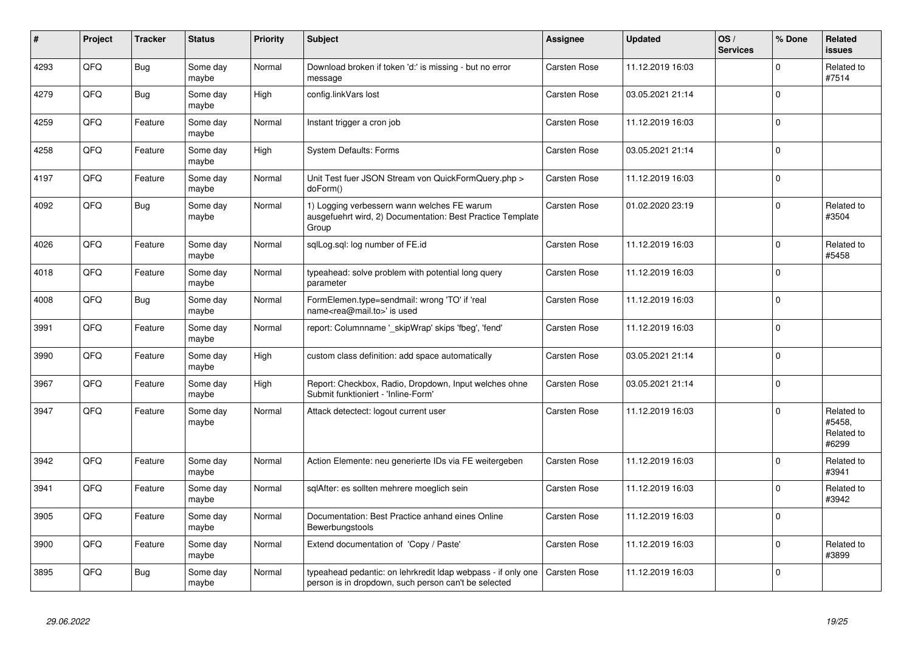| # | Project | Tracker | Status | Priority | Subject | Assignee | Updated | OS / Services | % Done | Related issues |
|---|---|---|---|---|---|---|---|---|---|---|
| 4293 | QFQ | Bug | Some day maybe | Normal | Download broken if token 'd:' is missing - but no error message | Carsten Rose | 11.12.2019 16:03 | | 0 | Related to #7514 |
| 4279 | QFQ | Bug | Some day maybe | High | config.linkVars lost | Carsten Rose | 03.05.2021 21:14 | | 0 | |
| 4259 | QFQ | Feature | Some day maybe | Normal | Instant trigger a cron job | Carsten Rose | 11.12.2019 16:03 | | 0 | |
| 4258 | QFQ | Feature | Some day maybe | High | System Defaults: Forms | Carsten Rose | 03.05.2021 21:14 | | 0 | |
| 4197 | QFQ | Feature | Some day maybe | Normal | Unit Test fuer JSON Stream von QuickFormQuery.php > doForm() | Carsten Rose | 11.12.2019 16:03 | | 0 | |
| 4092 | QFQ | Bug | Some day maybe | Normal | 1) Logging verbessern wann welches FE warum ausgefuehrt wird, 2) Documentation: Best Practice Template Group | Carsten Rose | 01.02.2020 23:19 | | 0 | Related to #3504 |
| 4026 | QFQ | Feature | Some day maybe | Normal | sqlLog.sql: log number of FE.id | Carsten Rose | 11.12.2019 16:03 | | 0 | Related to #5458 |
| 4018 | QFQ | Feature | Some day maybe | Normal | typeahead: solve problem with potential long query parameter | Carsten Rose | 11.12.2019 16:03 | | 0 | |
| 4008 | QFQ | Bug | Some day maybe | Normal | FormElemen.type=sendmail: wrong 'TO' if 'real name<rea@mail.to>' is used | Carsten Rose | 11.12.2019 16:03 | | 0 | |
| 3991 | QFQ | Feature | Some day maybe | Normal | report: Columnname '_skipWrap' skips 'fbeg', 'fend' | Carsten Rose | 11.12.2019 16:03 | | 0 | |
| 3990 | QFQ | Feature | Some day maybe | High | custom class definition: add space automatically | Carsten Rose | 03.05.2021 21:14 | | 0 | |
| 3967 | QFQ | Feature | Some day maybe | High | Report: Checkbox, Radio, Dropdown, Input welches ohne Submit funktioniert - 'Inline-Form' | Carsten Rose | 03.05.2021 21:14 | | 0 | |
| 3947 | QFQ | Feature | Some day maybe | Normal | Attack detectect: logout current user | Carsten Rose | 11.12.2019 16:03 | | 0 | Related to #5458, Related to #6299 |
| 3942 | QFQ | Feature | Some day maybe | Normal | Action Elemente: neu generierte IDs via FE weitergeben | Carsten Rose | 11.12.2019 16:03 | | 0 | Related to #3941 |
| 3941 | QFQ | Feature | Some day maybe | Normal | sqlAfter: es sollten mehrere moeglich sein | Carsten Rose | 11.12.2019 16:03 | | 0 | Related to #3942 |
| 3905 | QFQ | Feature | Some day maybe | Normal | Documentation: Best Practice anhand eines Online Bewerbungstools | Carsten Rose | 11.12.2019 16:03 | | 0 | |
| 3900 | QFQ | Feature | Some day maybe | Normal | Extend documentation of 'Copy / Paste' | Carsten Rose | 11.12.2019 16:03 | | 0 | Related to #3899 |
| 3895 | QFQ | Bug | Some day maybe | Normal | typeahead pedantic: on lehrkredit ldap webpass - if only one person is in dropdown, such person can't be selected | Carsten Rose | 11.12.2019 16:03 | | 0 | |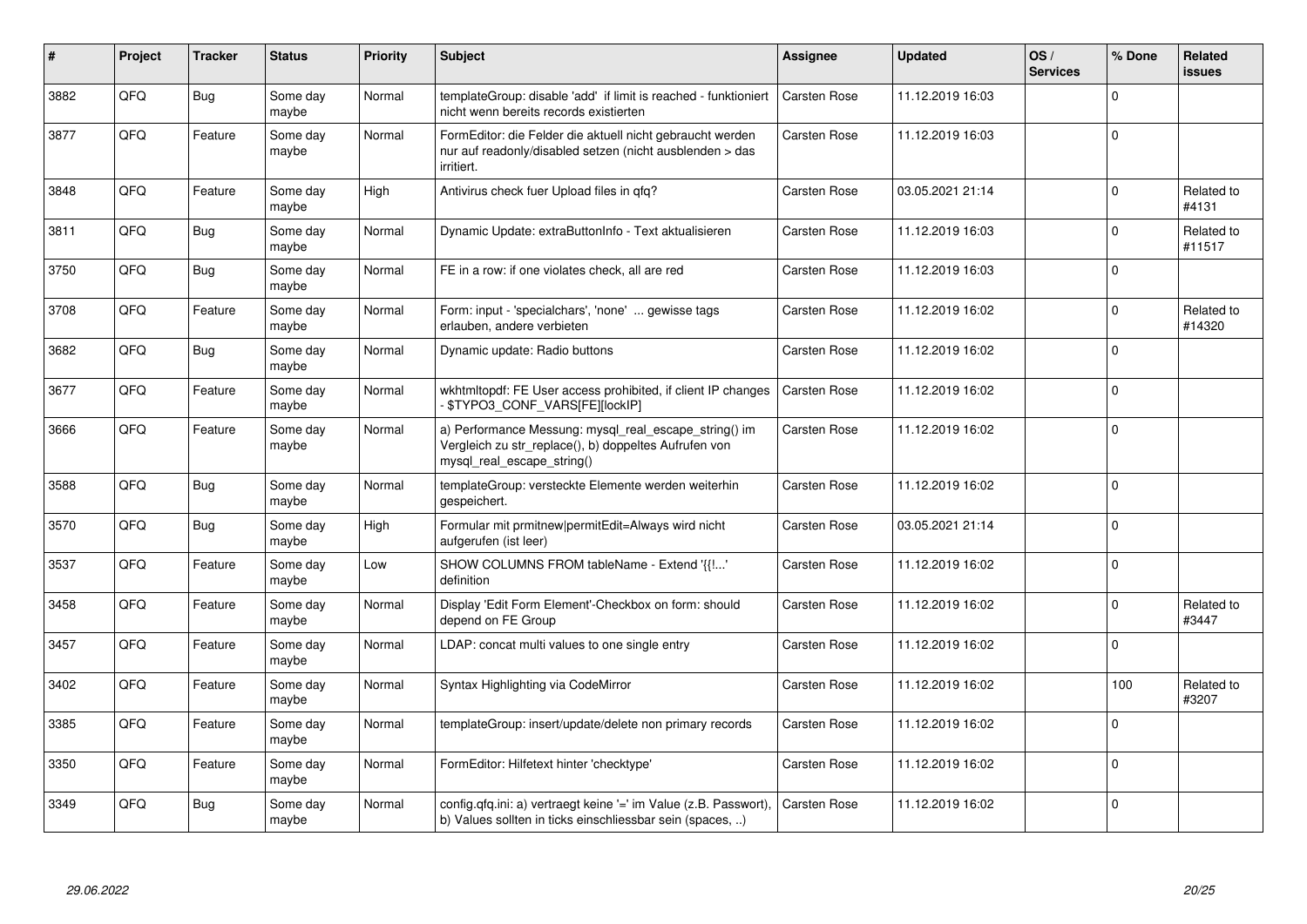| # | Project | Tracker | Status | Priority | Subject | Assignee | Updated | OS / Services | % Done | Related issues |
|---|---|---|---|---|---|---|---|---|---|---|
| 3882 | QFQ | Bug | Some day maybe | Normal | templateGroup: disable 'add' if limit is reached - funktioniert nicht wenn bereits records existierten | Carsten Rose | 11.12.2019 16:03 | | 0 | |
| 3877 | QFQ | Feature | Some day maybe | Normal | FormEditor: die Felder die aktuell nicht gebraucht werden nur auf readonly/disabled setzen (nicht ausblenden > das irritiert. | Carsten Rose | 11.12.2019 16:03 | | 0 | |
| 3848 | QFQ | Feature | Some day maybe | High | Antivirus check fuer Upload files in qfq? | Carsten Rose | 03.05.2021 21:14 | | 0 | Related to #4131 |
| 3811 | QFQ | Bug | Some day maybe | Normal | Dynamic Update: extraButtonInfo - Text aktualisieren | Carsten Rose | 11.12.2019 16:03 | | 0 | Related to #11517 |
| 3750 | QFQ | Bug | Some day maybe | Normal | FE in a row: if one violates check, all are red | Carsten Rose | 11.12.2019 16:03 | | 0 | |
| 3708 | QFQ | Feature | Some day maybe | Normal | Form: input - 'specialchars', 'none' ... gewisse tags erlauben, andere verbieten | Carsten Rose | 11.12.2019 16:02 | | 0 | Related to #14320 |
| 3682 | QFQ | Bug | Some day maybe | Normal | Dynamic update: Radio buttons | Carsten Rose | 11.12.2019 16:02 | | 0 | |
| 3677 | QFQ | Feature | Some day maybe | Normal | wkhtmltopdf: FE User access prohibited, if client IP changes - $TYPO3_CONF_VARS[FE][lockIP] | Carsten Rose | 11.12.2019 16:02 | | 0 | |
| 3666 | QFQ | Feature | Some day maybe | Normal | a) Performance Messung: mysql_real_escape_string() im Vergleich zu str_replace(), b) doppeltes Aufrufen von mysql_real_escape_string() | Carsten Rose | 11.12.2019 16:02 | | 0 | |
| 3588 | QFQ | Bug | Some day maybe | Normal | templateGroup: versteckte Elemente werden weiterhin gespeichert. | Carsten Rose | 11.12.2019 16:02 | | 0 | |
| 3570 | QFQ | Bug | Some day maybe | High | Formular mit prmitnew\|permitEdit=Always wird nicht aufgerufen (ist leer) | Carsten Rose | 03.05.2021 21:14 | | 0 | |
| 3537 | QFQ | Feature | Some day maybe | Low | SHOW COLUMNS FROM tableName - Extend '{{!...' definition | Carsten Rose | 11.12.2019 16:02 | | 0 | |
| 3458 | QFQ | Feature | Some day maybe | Normal | Display 'Edit Form Element'-Checkbox on form: should depend on FE Group | Carsten Rose | 11.12.2019 16:02 | | 0 | Related to #3447 |
| 3457 | QFQ | Feature | Some day maybe | Normal | LDAP: concat multi values to one single entry | Carsten Rose | 11.12.2019 16:02 | | 0 | |
| 3402 | QFQ | Feature | Some day maybe | Normal | Syntax Highlighting via CodeMirror | Carsten Rose | 11.12.2019 16:02 | | 100 | Related to #3207 |
| 3385 | QFQ | Feature | Some day maybe | Normal | templateGroup: insert/update/delete non primary records | Carsten Rose | 11.12.2019 16:02 | | 0 | |
| 3350 | QFQ | Feature | Some day maybe | Normal | FormEditor: Hilfetext hinter 'checktype' | Carsten Rose | 11.12.2019 16:02 | | 0 | |
| 3349 | QFQ | Bug | Some day maybe | Normal | config.qfq.ini: a) vertraegt keine '=' im Value (z.B. Passwort), b) Values sollten in ticks einschliessbar sein (spaces, ..) | Carsten Rose | 11.12.2019 16:02 | | 0 | |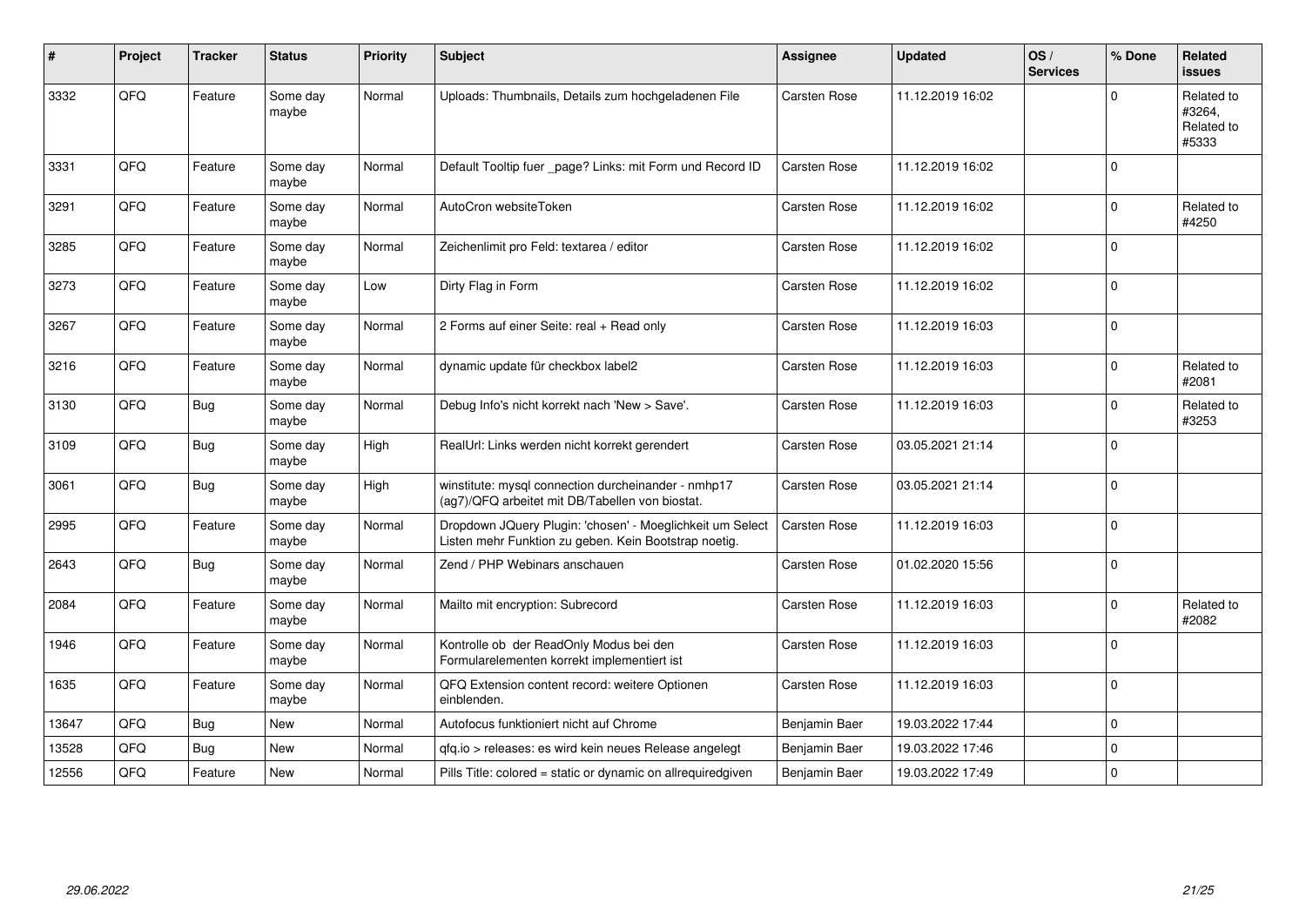| # | Project | Tracker | Status | Priority | Subject | Assignee | Updated | OS / Services | % Done | Related issues |
|---|---|---|---|---|---|---|---|---|---|---|
| 3332 | QFQ | Feature | Some day maybe | Normal | Uploads: Thumbnails, Details zum hochgeladenen File | Carsten Rose | 11.12.2019 16:02 | | 0 | Related to #3264, Related to #5333 |
| 3331 | QFQ | Feature | Some day maybe | Normal | Default Tooltip fuer _page? Links: mit Form und Record ID | Carsten Rose | 11.12.2019 16:02 | | 0 | |
| 3291 | QFQ | Feature | Some day maybe | Normal | AutoCron websiteToken | Carsten Rose | 11.12.2019 16:02 | | 0 | Related to #4250 |
| 3285 | QFQ | Feature | Some day maybe | Normal | Zeichenlimit pro Feld: textarea / editor | Carsten Rose | 11.12.2019 16:02 | | 0 | |
| 3273 | QFQ | Feature | Some day maybe | Low | Dirty Flag in Form | Carsten Rose | 11.12.2019 16:02 | | 0 | |
| 3267 | QFQ | Feature | Some day maybe | Normal | 2 Forms auf einer Seite: real + Read only | Carsten Rose | 11.12.2019 16:03 | | 0 | |
| 3216 | QFQ | Feature | Some day maybe | Normal | dynamic update für checkbox label2 | Carsten Rose | 11.12.2019 16:03 | | 0 | Related to #2081 |
| 3130 | QFQ | Bug | Some day maybe | Normal | Debug Info's nicht korrekt nach 'New > Save'. | Carsten Rose | 11.12.2019 16:03 | | 0 | Related to #3253 |
| 3109 | QFQ | Bug | Some day maybe | High | RealUrl: Links werden nicht korrekt gerendert | Carsten Rose | 03.05.2021 21:14 | | 0 | |
| 3061 | QFQ | Bug | Some day maybe | High | winstitute: mysql connection durcheinander - nmhp17 (ag7)/QFQ arbeitet mit DB/Tabellen von biostat. | Carsten Rose | 03.05.2021 21:14 | | 0 | |
| 2995 | QFQ | Feature | Some day maybe | Normal | Dropdown JQuery Plugin: 'chosen' - Moeglichkeit um Select Listen mehr Funktion zu geben. Kein Bootstrap noetig. | Carsten Rose | 11.12.2019 16:03 | | 0 | |
| 2643 | QFQ | Bug | Some day maybe | Normal | Zend / PHP Webinars anschauen | Carsten Rose | 01.02.2020 15:56 | | 0 | |
| 2084 | QFQ | Feature | Some day maybe | Normal | Mailto mit encryption: Subrecord | Carsten Rose | 11.12.2019 16:03 | | 0 | Related to #2082 |
| 1946 | QFQ | Feature | Some day maybe | Normal | Kontrolle ob der ReadOnly Modus bei den Formularelementen korrekt implementiert ist | Carsten Rose | 11.12.2019 16:03 | | 0 | |
| 1635 | QFQ | Feature | Some day maybe | Normal | QFQ Extension content record: weitere Optionen einblenden. | Carsten Rose | 11.12.2019 16:03 | | 0 | |
| 13647 | QFQ | Bug | New | Normal | Autofocus funktioniert nicht auf Chrome | Benjamin Baer | 19.03.2022 17:44 | | 0 | |
| 13528 | QFQ | Bug | New | Normal | qfq.io > releases: es wird kein neues Release angelegt | Benjamin Baer | 19.03.2022 17:46 | | 0 | |
| 12556 | QFQ | Feature | New | Normal | Pills Title: colored = static or dynamic on allrequiredgiven | Benjamin Baer | 19.03.2022 17:49 | | 0 | |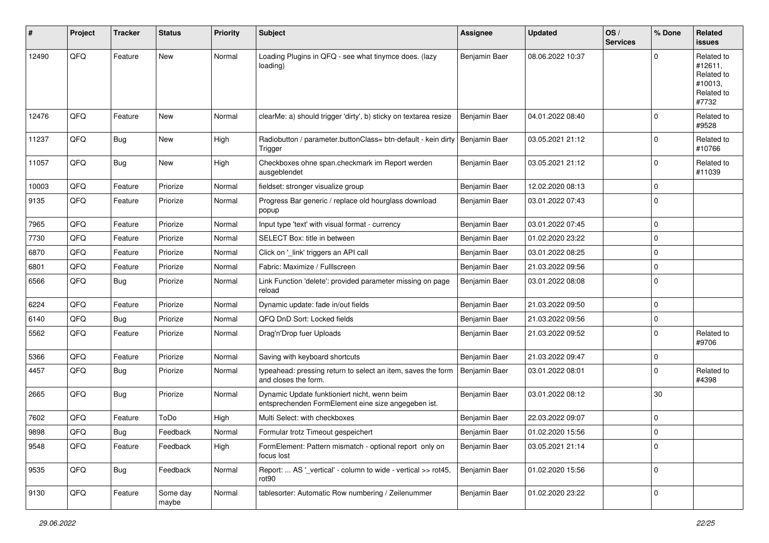| # | Project | Tracker | Status | Priority | Subject | Assignee | Updated | OS / Services | % Done | Related issues |
|---|---|---|---|---|---|---|---|---|---|---|
| 12490 | QFQ | Feature | New | Normal | Loading Plugins in QFQ - see what tinymce does. (lazy loading) | Benjamin Baer | 08.06.2022 10:37 | | 0 | Related to #12611, Related to #10013, Related to #7732 |
| 12476 | QFQ | Feature | New | Normal | clearMe: a) should trigger 'dirty', b) sticky on textarea resize | Benjamin Baer | 04.01.2022 08:40 | | 0 | Related to #9528 |
| 11237 | QFQ | Bug | New | High | Radiobutton / parameter.buttonClass= btn-default - kein dirty Trigger | Benjamin Baer | 03.05.2021 21:12 | | 0 | Related to #10766 |
| 11057 | QFQ | Bug | New | High | Checkboxes ohne span.checkmark im Report werden ausgeblendet | Benjamin Baer | 03.05.2021 21:12 | | 0 | Related to #11039 |
| 10003 | QFQ | Feature | Priorize | Normal | fieldset: stronger visualize group | Benjamin Baer | 12.02.2020 08:13 | | 0 | |
| 9135 | QFQ | Feature | Priorize | Normal | Progress Bar generic / replace old hourglass download popup | Benjamin Baer | 03.01.2022 07:43 | | 0 | |
| 7965 | QFQ | Feature | Priorize | Normal | Input type 'text' with visual format - currency | Benjamin Baer | 03.01.2022 07:45 | | 0 | |
| 7730 | QFQ | Feature | Priorize | Normal | SELECT Box: title in between | Benjamin Baer | 01.02.2020 23:22 | | 0 | |
| 6870 | QFQ | Feature | Priorize | Normal | Click on '_link' triggers an API call | Benjamin Baer | 03.01.2022 08:25 | | 0 | |
| 6801 | QFQ | Feature | Priorize | Normal | Fabric: Maximize / FullIscreen | Benjamin Baer | 21.03.2022 09:56 | | 0 | |
| 6566 | QFQ | Bug | Priorize | Normal | Link Function 'delete': provided parameter missing on page reload | Benjamin Baer | 03.01.2022 08:08 | | 0 | |
| 6224 | QFQ | Feature | Priorize | Normal | Dynamic update: fade in/out fields | Benjamin Baer | 21.03.2022 09:50 | | 0 | |
| 6140 | QFQ | Bug | Priorize | Normal | QFQ DnD Sort: Locked fields | Benjamin Baer | 21.03.2022 09:56 | | 0 | |
| 5562 | QFQ | Feature | Priorize | Normal | Drag'n'Drop fuer Uploads | Benjamin Baer | 21.03.2022 09:52 | | 0 | Related to #9706 |
| 5366 | QFQ | Feature | Priorize | Normal | Saving with keyboard shortcuts | Benjamin Baer | 21.03.2022 09:47 | | 0 | |
| 4457 | QFQ | Bug | Priorize | Normal | typeahead: pressing return to select an item, saves the form and closes the form. | Benjamin Baer | 03.01.2022 08:01 | | 0 | Related to #4398 |
| 2665 | QFQ | Bug | Priorize | Normal | Dynamic Update funktioniert nicht, wenn beim entsprechenden FormElement eine size angegeben ist. | Benjamin Baer | 03.01.2022 08:12 | | 30 | |
| 7602 | QFQ | Feature | ToDo | High | Multi Select: with checkboxes | Benjamin Baer | 22.03.2022 09:07 | | 0 | |
| 9898 | QFQ | Bug | Feedback | Normal | Formular trotz Timeout gespeichert | Benjamin Baer | 01.02.2020 15:56 | | 0 | |
| 9548 | QFQ | Feature | Feedback | High | FormElement: Pattern mismatch - optional report only on focus lost | Benjamin Baer | 03.05.2021 21:14 | | 0 | |
| 9535 | QFQ | Bug | Feedback | Normal | Report: ... AS '_vertical' - column to wide - vertical >> rot45, rot90 | Benjamin Baer | 01.02.2020 15:56 | | 0 | |
| 9130 | QFQ | Feature | Some day maybe | Normal | tablesorter: Automatic Row numbering / Zeilenummer | Benjamin Baer | 01.02.2020 23:22 | | 0 | |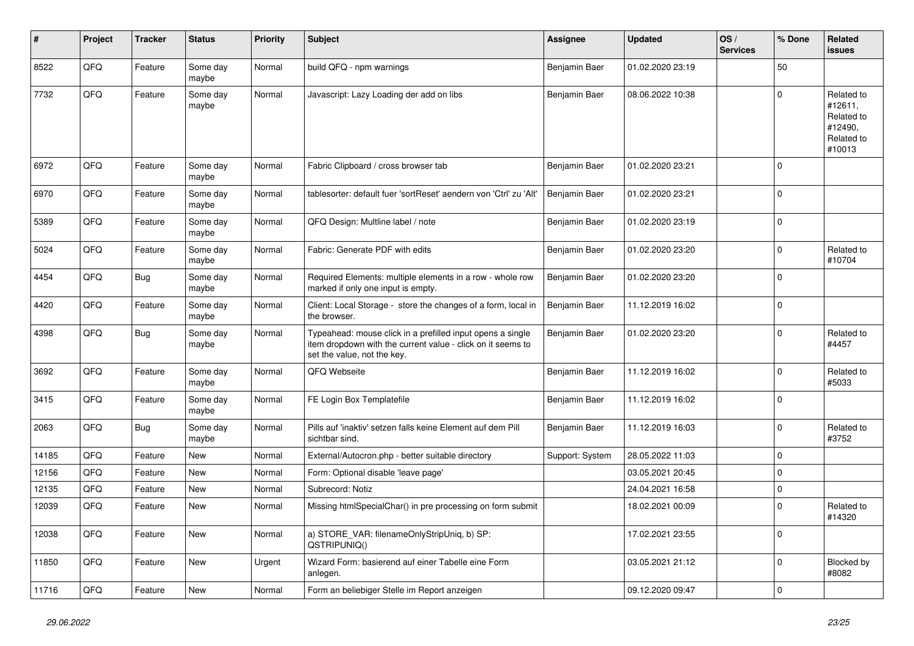| # | Project | Tracker | Status | Priority | Subject | Assignee | Updated | OS / Services | % Done | Related issues |
|---|---|---|---|---|---|---|---|---|---|---|
| 8522 | QFQ | Feature | Some day maybe | Normal | build QFQ - npm warnings | Benjamin Baer | 01.02.2020 23:19 | | 50 | |
| 7732 | QFQ | Feature | Some day maybe | Normal | Javascript: Lazy Loading der add on libs | Benjamin Baer | 08.06.2022 10:38 | | 0 | Related to #12611, Related to #12490, Related to #10013 |
| 6972 | QFQ | Feature | Some day maybe | Normal | Fabric Clipboard / cross browser tab | Benjamin Baer | 01.02.2020 23:21 | | 0 | |
| 6970 | QFQ | Feature | Some day maybe | Normal | tablesorter: default fuer 'sortReset' aendern von 'Ctrl' zu 'Alt' | Benjamin Baer | 01.02.2020 23:21 | | 0 | |
| 5389 | QFQ | Feature | Some day maybe | Normal | QFQ Design: Multline label / note | Benjamin Baer | 01.02.2020 23:19 | | 0 | |
| 5024 | QFQ | Feature | Some day maybe | Normal | Fabric: Generate PDF with edits | Benjamin Baer | 01.02.2020 23:20 | | 0 | Related to #10704 |
| 4454 | QFQ | Bug | Some day maybe | Normal | Required Elements: multiple elements in a row - whole row marked if only one input is empty. | Benjamin Baer | 01.02.2020 23:20 | | 0 | |
| 4420 | QFQ | Feature | Some day maybe | Normal | Client: Local Storage - store the changes of a form, local in the browser. | Benjamin Baer | 11.12.2019 16:02 | | 0 | |
| 4398 | QFQ | Bug | Some day maybe | Normal | Typeahead: mouse click in a prefilled input opens a single item dropdown with the current value - click on it seems to set the value, not the key. | Benjamin Baer | 01.02.2020 23:20 | | 0 | Related to #4457 |
| 3692 | QFQ | Feature | Some day maybe | Normal | QFQ Webseite | Benjamin Baer | 11.12.2019 16:02 | | 0 | Related to #5033 |
| 3415 | QFQ | Feature | Some day maybe | Normal | FE Login Box Templatefile | Benjamin Baer | 11.12.2019 16:02 | | 0 | |
| 2063 | QFQ | Bug | Some day maybe | Normal | Pills auf 'inaktiv' setzen falls keine Element auf dem Pill sichtbar sind. | Benjamin Baer | 11.12.2019 16:03 | | 0 | Related to #3752 |
| 14185 | QFQ | Feature | New | Normal | External/Autocron.php - better suitable directory | Support: System | 28.05.2022 11:03 | | 0 | |
| 12156 | QFQ | Feature | New | Normal | Form: Optional disable 'leave page' | | 03.05.2021 20:45 | | 0 | |
| 12135 | QFQ | Feature | New | Normal | Subrecord: Notiz | | 24.04.2021 16:58 | | 0 | |
| 12039 | QFQ | Feature | New | Normal | Missing htmlSpecialChar() in pre processing on form submit | | 18.02.2021 00:09 | | 0 | Related to #14320 |
| 12038 | QFQ | Feature | New | Normal | a) STORE_VAR: filenameOnlyStripUniq, b) SP: QSTRIPUNIQ() | | 17.02.2021 23:55 | | 0 | |
| 11850 | QFQ | Feature | New | Urgent | Wizard Form: basierend auf einer Tabelle eine Form anlegen. | | 03.05.2021 21:12 | | 0 | Blocked by #8082 |
| 11716 | QFQ | Feature | New | Normal | Form an beliebiger Stelle im Report anzeigen | | 09.12.2020 09:47 | | 0 | |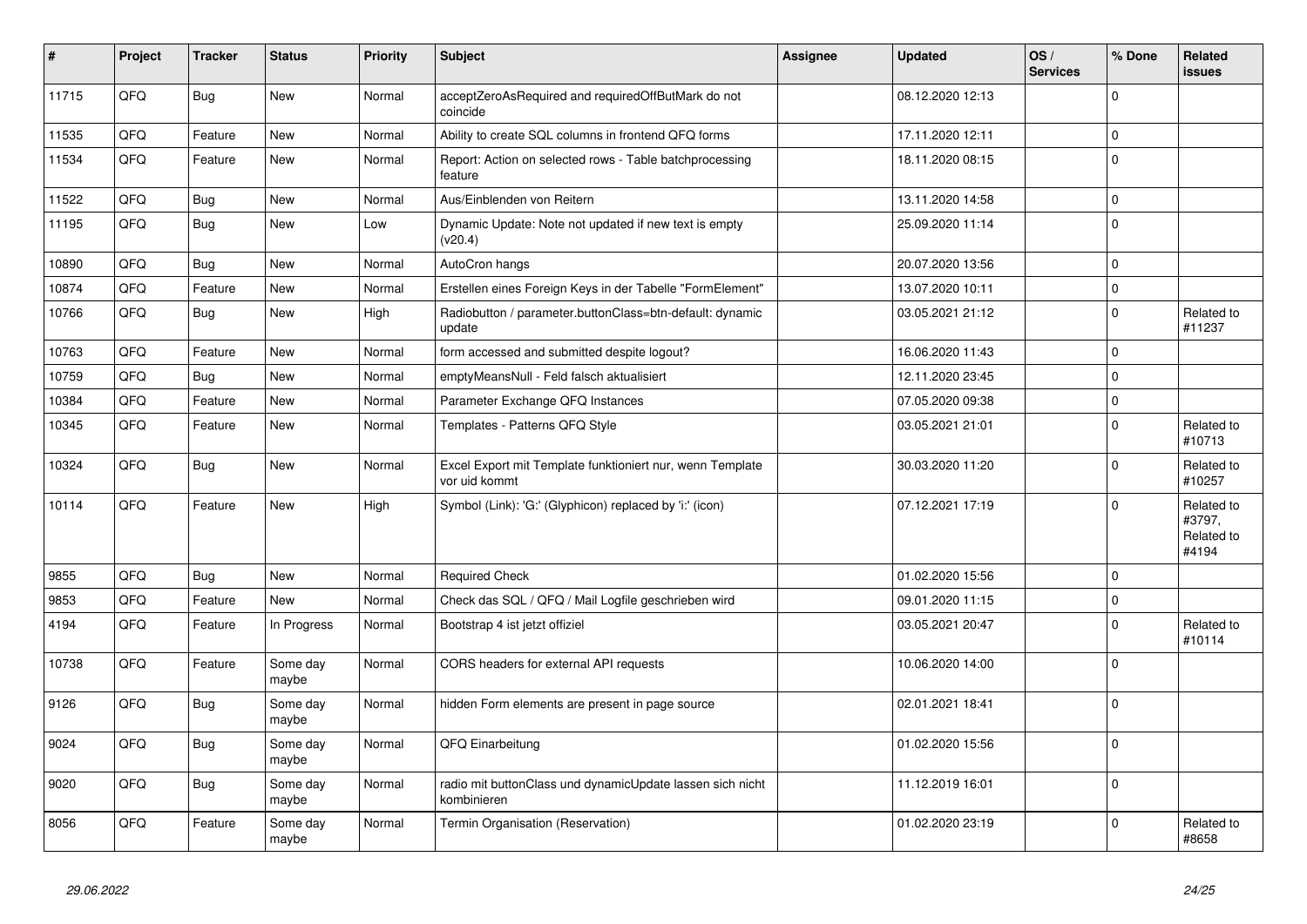| # | Project | Tracker | Status | Priority | Subject | Assignee | Updated | OS / Services | % Done | Related issues |
|---|---|---|---|---|---|---|---|---|---|---|
| 11715 | QFQ | Bug | New | Normal | acceptZeroAsRequired and requiredOffButMark do not coincide | | 08.12.2020 12:13 | | 0 | |
| 11535 | QFQ | Feature | New | Normal | Ability to create SQL columns in frontend QFQ forms | | 17.11.2020 12:11 | | 0 | |
| 11534 | QFQ | Feature | New | Normal | Report: Action on selected rows - Table batchprocessing feature | | 18.11.2020 08:15 | | 0 | |
| 11522 | QFQ | Bug | New | Normal | Aus/Einblenden von Reitern | | 13.11.2020 14:58 | | 0 | |
| 11195 | QFQ | Bug | New | Low | Dynamic Update: Note not updated if new text is empty (v20.4) | | 25.09.2020 11:14 | | 0 | |
| 10890 | QFQ | Bug | New | Normal | AutoCron hangs | | 20.07.2020 13:56 | | 0 | |
| 10874 | QFQ | Feature | New | Normal | Erstellen eines Foreign Keys in der Tabelle "FormElement" | | 13.07.2020 10:11 | | 0 | |
| 10766 | QFQ | Bug | New | High | Radiobutton / parameter.buttonClass=btn-default: dynamic update | | 03.05.2021 21:12 | | 0 | Related to #11237 |
| 10763 | QFQ | Feature | New | Normal | form accessed and submitted despite logout? | | 16.06.2020 11:43 | | 0 | |
| 10759 | QFQ | Bug | New | Normal | emptyMeansNull - Feld falsch aktualisiert | | 12.11.2020 23:45 | | 0 | |
| 10384 | QFQ | Feature | New | Normal | Parameter Exchange QFQ Instances | | 07.05.2020 09:38 | | 0 | |
| 10345 | QFQ | Feature | New | Normal | Templates - Patterns QFQ Style | | 03.05.2021 21:01 | | 0 | Related to #10713 |
| 10324 | QFQ | Bug | New | Normal | Excel Export mit Template funktioniert nur, wenn Template vor uid kommt | | 30.03.2020 11:20 | | 0 | Related to #10257 |
| 10114 | QFQ | Feature | New | High | Symbol (Link): 'G:' (Glyphicon) replaced by 'i:' (icon) | | 07.12.2021 17:19 | | 0 | Related to #3797, Related to #4194 |
| 9855 | QFQ | Bug | New | Normal | Required Check | | 01.02.2020 15:56 | | 0 | |
| 9853 | QFQ | Feature | New | Normal | Check das SQL / QFQ / Mail Logfile geschrieben wird | | 09.01.2020 11:15 | | 0 | |
| 4194 | QFQ | Feature | In Progress | Normal | Bootstrap 4 ist jetzt offiziel | | 03.05.2021 20:47 | | 0 | Related to #10114 |
| 10738 | QFQ | Feature | Some day maybe | Normal | CORS headers for external API requests | | 10.06.2020 14:00 | | 0 | |
| 9126 | QFQ | Bug | Some day maybe | Normal | hidden Form elements are present in page source | | 02.01.2021 18:41 | | 0 | |
| 9024 | QFQ | Bug | Some day maybe | Normal | QFQ Einarbeitung | | 01.02.2020 15:56 | | 0 | |
| 9020 | QFQ | Bug | Some day maybe | Normal | radio mit buttonClass und dynamicUpdate lassen sich nicht kombinieren | | 11.12.2019 16:01 | | 0 | |
| 8056 | QFQ | Feature | Some day maybe | Normal | Termin Organisation (Reservation) | | 01.02.2020 23:19 | | 0 | Related to #8658 |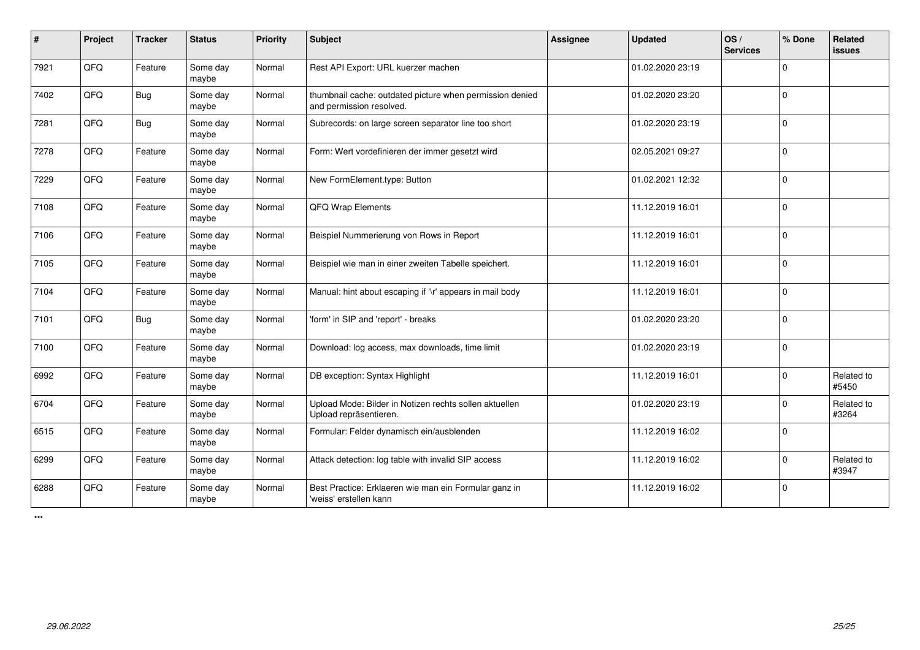| # | Project | Tracker | Status | Priority | Subject | Assignee | Updated | OS / Services | % Done | Related issues |
|---|---|---|---|---|---|---|---|---|---|---|
| 7921 | QFQ | Feature | Some day maybe | Normal | Rest API Export: URL kuerzer machen | | 01.02.2020 23:19 | | 0 | |
| 7402 | QFQ | Bug | Some day maybe | Normal | thumbnail cache: outdated picture when permission denied and permission resolved. | | 01.02.2020 23:20 | | 0 | |
| 7281 | QFQ | Bug | Some day maybe | Normal | Subrecords: on large screen separator line too short | | 01.02.2020 23:19 | | 0 | |
| 7278 | QFQ | Feature | Some day maybe | Normal | Form: Wert vordefinieren der immer gesetzt wird | | 02.05.2021 09:27 | | 0 | |
| 7229 | QFQ | Feature | Some day maybe | Normal | New FormElement.type: Button | | 01.02.2021 12:32 | | 0 | |
| 7108 | QFQ | Feature | Some day maybe | Normal | QFQ Wrap Elements | | 11.12.2019 16:01 | | 0 | |
| 7106 | QFQ | Feature | Some day maybe | Normal | Beispiel Nummerierung von Rows in Report | | 11.12.2019 16:01 | | 0 | |
| 7105 | QFQ | Feature | Some day maybe | Normal | Beispiel wie man in einer zweiten Tabelle speichert. | | 11.12.2019 16:01 | | 0 | |
| 7104 | QFQ | Feature | Some day maybe | Normal | Manual: hint about escaping if '\r' appears in mail body | | 11.12.2019 16:01 | | 0 | |
| 7101 | QFQ | Bug | Some day maybe | Normal | 'form' in SIP and 'report' - breaks | | 01.02.2020 23:20 | | 0 | |
| 7100 | QFQ | Feature | Some day maybe | Normal | Download: log access, max downloads, time limit | | 01.02.2020 23:19 | | 0 | |
| 6992 | QFQ | Feature | Some day maybe | Normal | DB exception: Syntax Highlight | | 11.12.2019 16:01 | | 0 | Related to #5450 |
| 6704 | QFQ | Feature | Some day maybe | Normal | Upload Mode: Bilder in Notizen rechts sollen aktuellen Upload repräsentieren. | | 01.02.2020 23:19 | | 0 | Related to #3264 |
| 6515 | QFQ | Feature | Some day maybe | Normal | Formular: Felder dynamisch ein/ausblenden | | 11.12.2019 16:02 | | 0 | |
| 6299 | QFQ | Feature | Some day maybe | Normal | Attack detection: log table with invalid SIP access | | 11.12.2019 16:02 | | 0 | Related to #3947 |
| 6288 | QFQ | Feature | Some day maybe | Normal | Best Practice: Erklaeren wie man ein Formular ganz in 'weiss' erstellen kann | | 11.12.2019 16:02 | | 0 | |

...